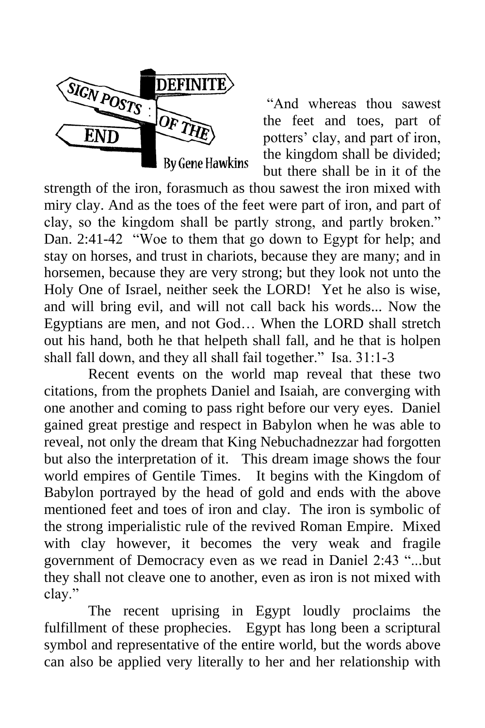# SIGN POSTS: DEFINITE OF THE END

By Gene Hawkins

"And whereas thou sawest the feet and toes, part of potters' clay, and part of iron, the kingdom shall be divided; but there shall be in it of the strength of the iron, forasmuch as thou sawest the iron mixed with miry clay. And as the toes of the feet were part of iron, and part of clay, so the kingdom shall be partly strong, and partly broken." Dan. 2:41-42 "Woe to them that go down to Egypt for help; and stay on horses, and trust in chariots, because they are many; and in horsemen, because they are very strong; but they look not unto the Holy One of Israel, neither seek the LORD! Yet he also is wise, and will bring evil, and will not call back his words... Now the Egyptians are men, and not God… When the LORD shall stretch out his hand, both he that helpeth shall fall, and he that is holpen shall fall down, and they all shall fail together." Isa. 31:1-3

Recent events on the world map reveal that these two citations, from the prophets Daniel and Isaiah, are converging with one another and coming to pass right before our very eyes. Daniel gained great prestige and respect in Babylon when he was able to reveal, not only the dream that King Nebuchadnezzar had forgotten but also the interpretation of it. This dream image shows the four world empires of Gentile Times. It begins with the Kingdom of Babylon portrayed by the head of gold and ends with the above mentioned feet and toes of iron and clay. The iron is symbolic of the strong imperialistic rule of the revived Roman Empire. Mixed with clay however, it becomes the very weak and fragile government of Democracy even as we read in Daniel 2:43 "...but they shall not cleave one to another, even as iron is not mixed with clay."

The recent uprising in Egypt loudly proclaims the fulfillment of these prophecies. Egypt has long been a scriptural symbol and representative of the entire world, but the words above can also be applied very literally to her and her relationship with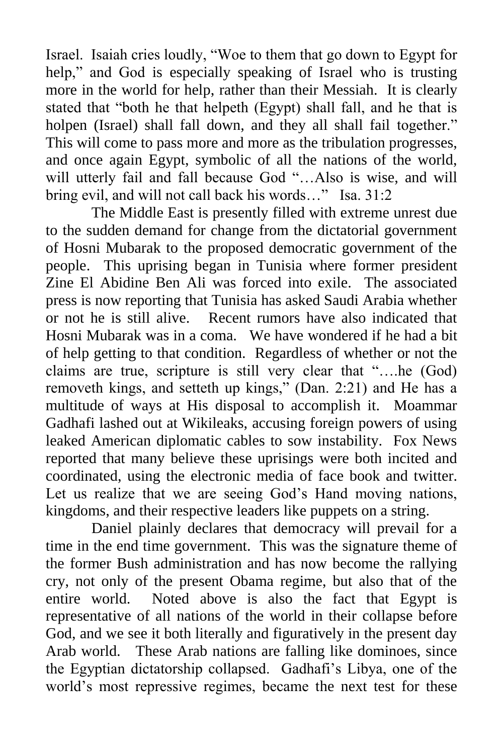Israel. Isaiah cries loudly, "Woe to them that go down to Egypt for help," and God is especially speaking of Israel who is trusting more in the world for help, rather than their Messiah. It is clearly stated that "both he that helpeth (Egypt) shall fall, and he that is holpen (Israel) shall fall down, and they all shall fail together." This will come to pass more and more as the tribulation progresses, and once again Egypt, symbolic of all the nations of the world, will utterly fail and fall because God "…Also is wise, and will bring evil, and will not call back his words…" Isa. 31:2

The Middle East is presently filled with extreme unrest due to the sudden demand for change from the dictatorial government of Hosni Mubarak to the proposed democratic government of the people. This uprising began in Tunisia where former president Zine El Abidine Ben Ali was forced into exile. The associated press is now reporting that Tunisia has asked Saudi Arabia whether or not he is still alive. Recent rumors have also indicated that Hosni Mubarak was in a coma. We have wondered if he had a bit of help getting to that condition. Regardless of whether or not the claims are true, scripture is still very clear that "….he (God) removeth kings, and setteth up kings," (Dan. 2:21) and He has a multitude of ways at His disposal to accomplish it. Moammar Gadhafi lashed out at Wikileaks, accusing foreign powers of using leaked American diplomatic cables to sow instability. Fox News reported that many believe these uprisings were both incited and coordinated, using the electronic media of face book and twitter. Let us realize that we are seeing God's Hand moving nations, kingdoms, and their respective leaders like puppets on a string.

Daniel plainly declares that democracy will prevail for a time in the end time government. This was the signature theme of the former Bush administration and has now become the rallying cry, not only of the present Obama regime, but also that of the entire world. Noted above is also the fact that Egypt is representative of all nations of the world in their collapse before God, and we see it both literally and figuratively in the present day Arab world. These Arab nations are falling like dominoes, since the Egyptian dictatorship collapsed. Gadhafi's Libya, one of the world's most repressive regimes, became the next test for these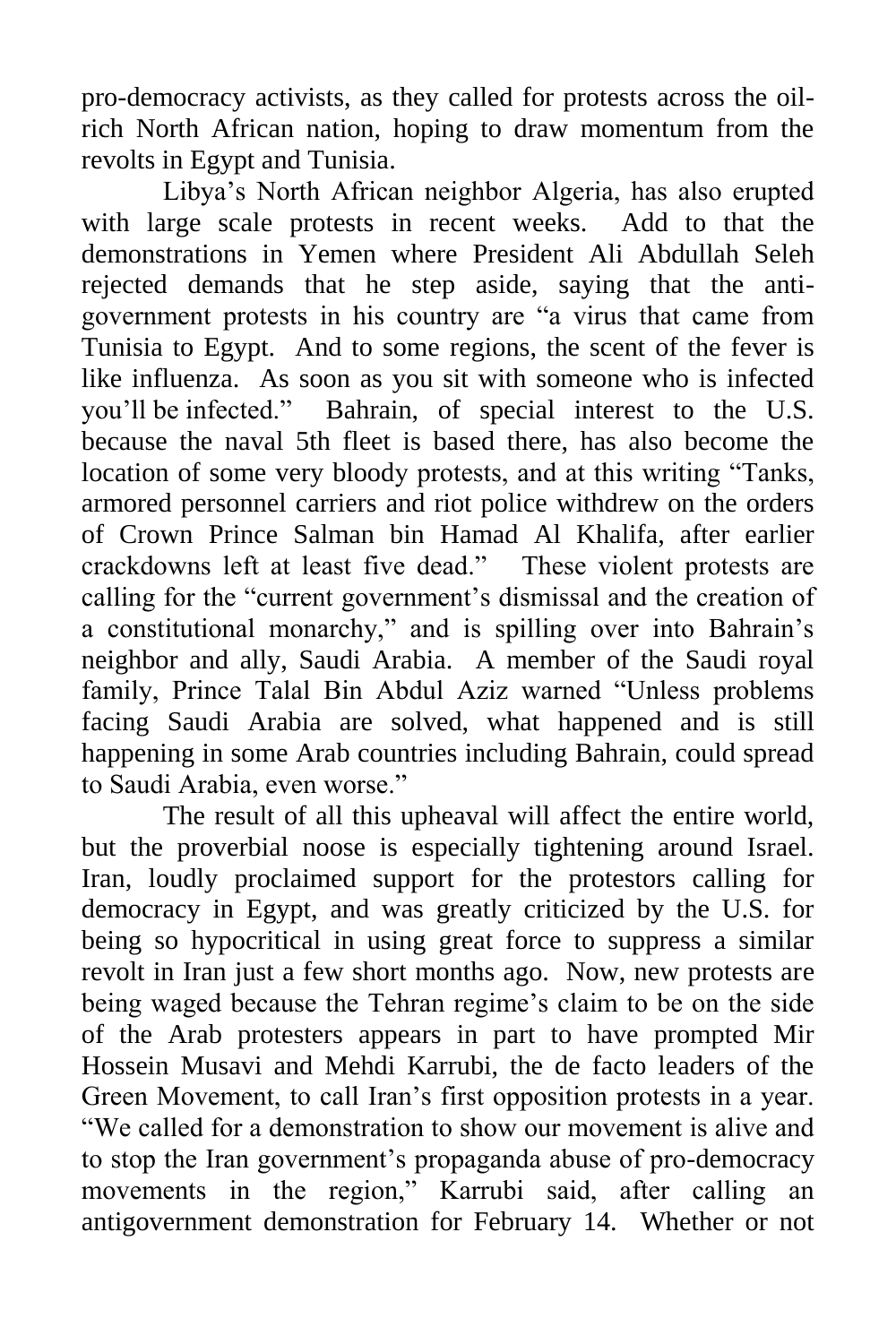pro-democracy activists, as they called for protests across the oil-rich North African nation, hoping to draw momentum from the revolts in Egypt and Tunisia.

Libya's North African neighbor Algeria, has also erupted with large scale protests in recent weeks. Add to that the demonstrations in Yemen where President Ali Abdullah Seleh rejected demands that he step aside, saying that the anti-government protests in his country are "a virus that came from Tunisia to Egypt. And to some regions, the scent of the fever is like influenza. As soon as you sit with someone who is infected you'll be infected." Bahrain, of special interest to the U.S. because the naval 5th fleet is based there, has also become the location of some very bloody protests, and at this writing "Tanks, armored personnel carriers and riot police withdrew on the orders of Crown Prince Salman bin Hamad Al Khalifa, after earlier crackdowns left at least five dead." These violent protests are calling for the "current government's dismissal and the creation of a constitutional monarchy," and is spilling over into Bahrain's neighbor and ally, Saudi Arabia. A member of the Saudi royal family, Prince Talal Bin Abdul Aziz warned "Unless problems facing Saudi Arabia are solved, what happened and is still happening in some Arab countries including Bahrain, could spread to Saudi Arabia, even worse."

The result of all this upheaval will affect the entire world, but the proverbial noose is especially tightening around Israel. Iran, loudly proclaimed support for the protestors calling for democracy in Egypt, and was greatly criticized by the U.S. for being so hypocritical in using great force to suppress a similar revolt in Iran just a few short months ago. Now, new protests are being waged because the Tehran regime's claim to be on the side of the Arab protesters appears in part to have prompted Mir Hossein Musavi and Mehdi Karrubi, the de facto leaders of the Green Movement, to call Iran's first opposition protests in a year. "We called for a demonstration to show our movement is alive and to stop the Iran government's propaganda abuse of pro-democracy movements in the region," Karrubi said, after calling an antigovernment demonstration for February 14. Whether or not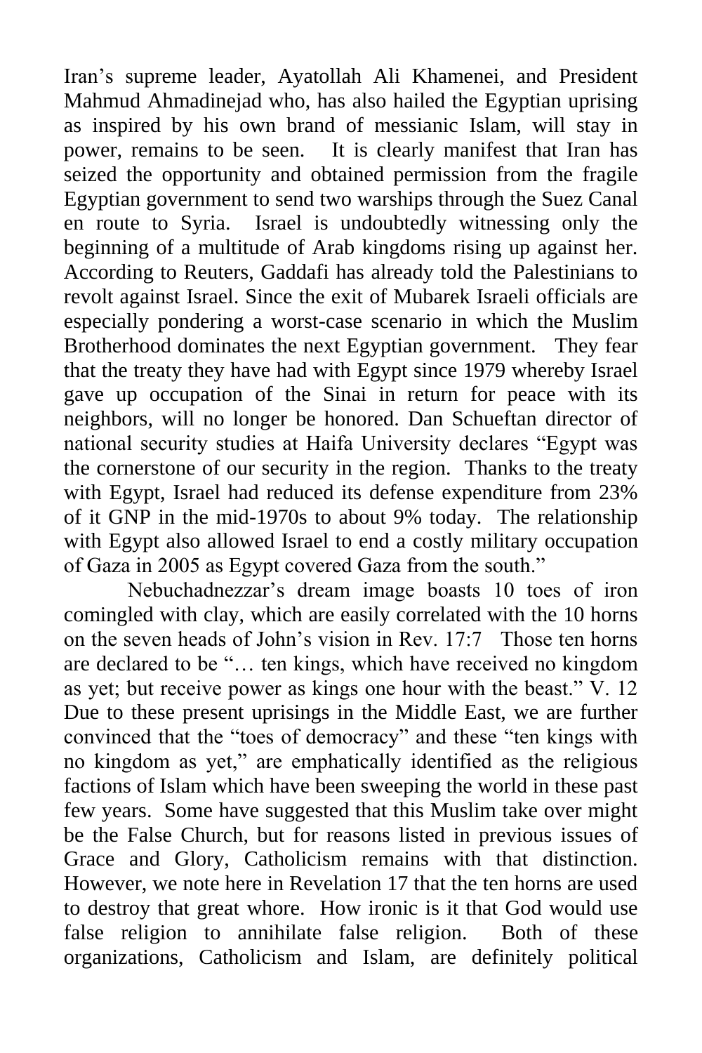Iran's supreme leader, Ayatollah Ali Khamenei, and President Mahmud Ahmadinejad who, has also hailed the Egyptian uprising as inspired by his own brand of messianic Islam, will stay in power, remains to be seen. It is clearly manifest that Iran has seized the opportunity and obtained permission from the fragile Egyptian government to send two warships through the Suez Canal en route to Syria. Israel is undoubtedly witnessing only the beginning of a multitude of Arab kingdoms rising up against her. According to Reuters, Gaddafi has already told the Palestinians to revolt against Israel. Since the exit of Mubarek Israeli officials are especially pondering a worst-case scenario in which the Muslim Brotherhood dominates the next Egyptian government. They fear that the treaty they have had with Egypt since 1979 whereby Israel gave up occupation of the Sinai in return for peace with its neighbors, will no longer be honored. Dan Schueftan director of national security studies at Haifa University declares "Egypt was the cornerstone of our security in the region. Thanks to the treaty with Egypt, Israel had reduced its defense expenditure from 23% of it GNP in the mid-1970s to about 9% today. The relationship with Egypt also allowed Israel to end a costly military occupation of Gaza in 2005 as Egypt covered Gaza from the south."

Nebuchadnezzar's dream image boasts 10 toes of iron comingled with clay, which are easily correlated with the 10 horns on the seven heads of John's vision in Rev. 17:7 Those ten horns are declared to be "… ten kings, which have received no kingdom as yet; but receive power as kings one hour with the beast." V. 12 Due to these present uprisings in the Middle East, we are further convinced that the "toes of democracy" and these "ten kings with no kingdom as yet," are emphatically identified as the religious factions of Islam which have been sweeping the world in these past few years. Some have suggested that this Muslim take over might be the False Church, but for reasons listed in previous issues of Grace and Glory, Catholicism remains with that distinction. However, we note here in Revelation 17 that the ten horns are used to destroy that great whore. How ironic is it that God would use false religion to annihilate false religion. Both of these organizations, Catholicism and Islam, are definitely political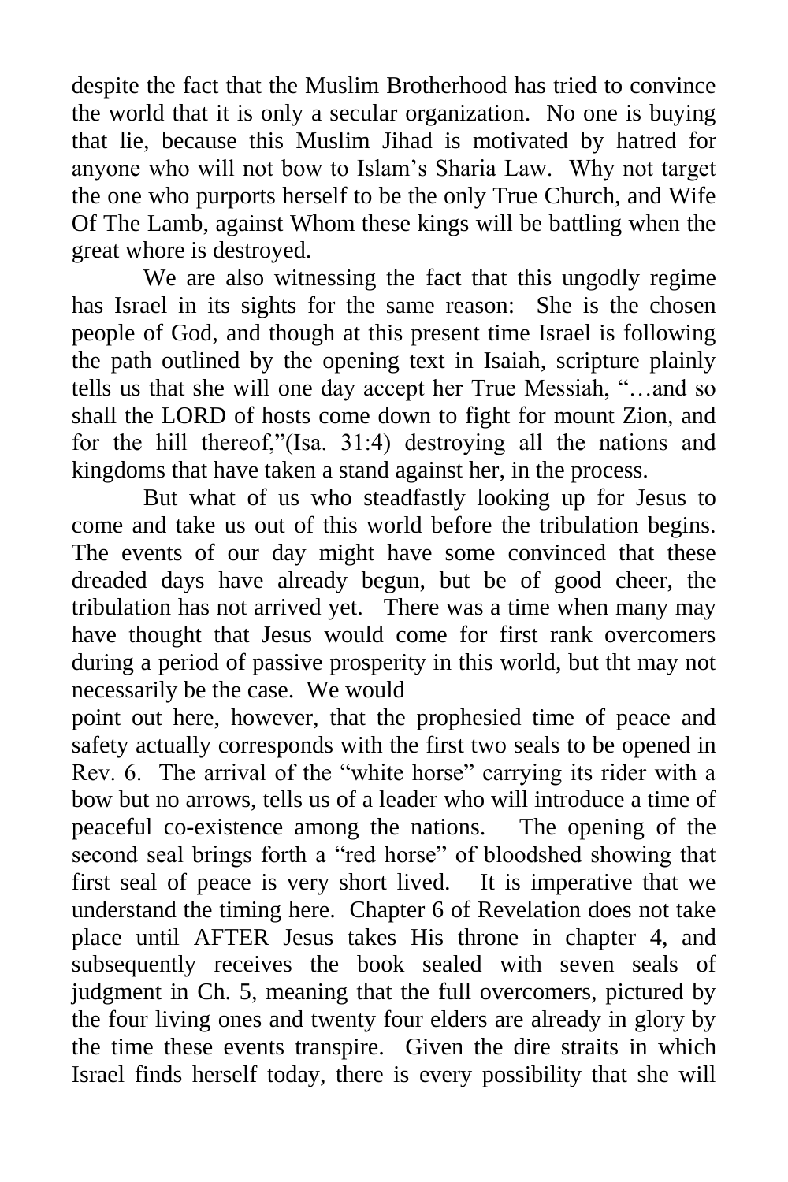despite the fact that the Muslim Brotherhood has tried to convince the world that it is only a secular organization. No one is buying that lie, because this Muslim Jihad is motivated by hatred for anyone who will not bow to Islam's Sharia Law. Why not target the one who purports herself to be the only True Church, and Wife Of The Lamb, against Whom these kings will be battling when the great whore is destroyed.

We are also witnessing the fact that this ungodly regime has Israel in its sights for the same reason: She is the chosen people of God, and though at this present time Israel is following the path outlined by the opening text in Isaiah, scripture plainly tells us that she will one day accept her True Messiah, "…and so shall the LORD of hosts come down to fight for mount Zion, and for the hill thereof,"(Isa. 31:4) destroying all the nations and kingdoms that have taken a stand against her, in the process.

But what of us who steadfastly looking up for Jesus to come and take us out of this world before the tribulation begins. The events of our day might have some convinced that these dreaded days have already begun, but be of good cheer, the tribulation has not arrived yet. There was a time when many may have thought that Jesus would come for first rank overcomers during a period of passive prosperity in this world, but tht may not necessarily be the case. We would

point out here, however, that the prophesied time of peace and safety actually corresponds with the first two seals to be opened in Rev. 6. The arrival of the "white horse" carrying its rider with a bow but no arrows, tells us of a leader who will introduce a time of peaceful co-existence among the nations. The opening of the second seal brings forth a "red horse" of bloodshed showing that first seal of peace is very short lived. It is imperative that we understand the timing here. Chapter 6 of Revelation does not take place until AFTER Jesus takes His throne in chapter 4, and subsequently receives the book sealed with seven seals of judgment in Ch. 5, meaning that the full overcomers, pictured by the four living ones and twenty four elders are already in glory by the time these events transpire. Given the dire straits in which Israel finds herself today, there is every possibility that she will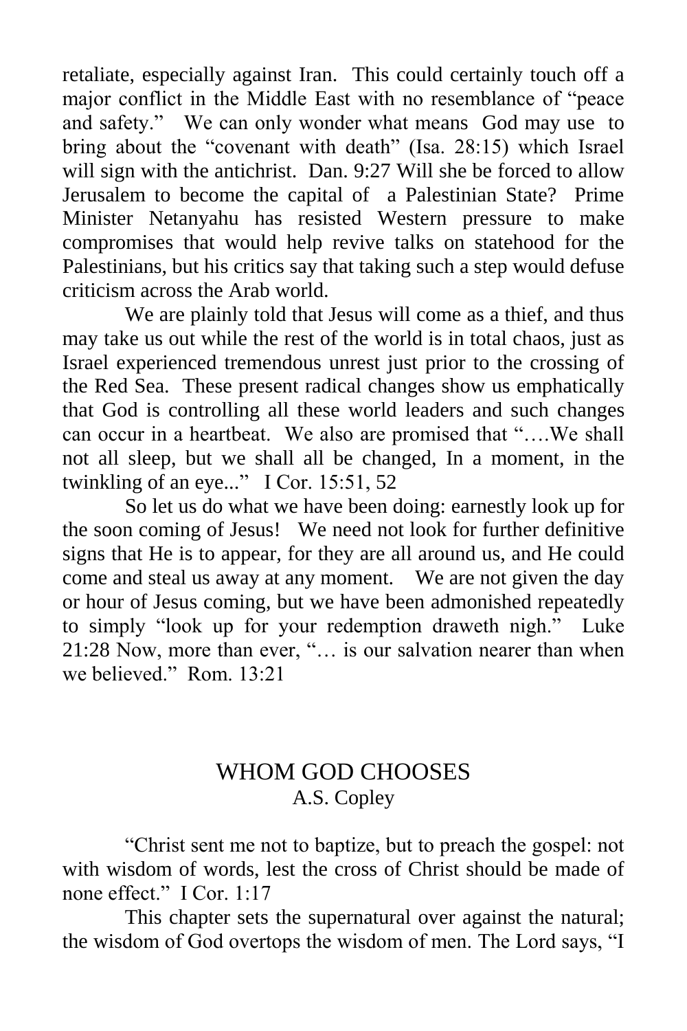retaliate, especially against Iran. This could certainly touch off a major conflict in the Middle East with no resemblance of "peace and safety." We can only wonder what means God may use to bring about the "covenant with death" (Isa. 28:15) which Israel will sign with the antichrist. Dan. 9:27 Will she be forced to allow Jerusalem to become the capital of a Palestinian State? Prime Minister Netanyahu has resisted Western pressure to make compromises that would help revive talks on statehood for the Palestinians, but his critics say that taking such a step would defuse criticism across the Arab world.

We are plainly told that Jesus will come as a thief, and thus may take us out while the rest of the world is in total chaos, just as Israel experienced tremendous unrest just prior to the crossing of the Red Sea. These present radical changes show us emphatically that God is controlling all these world leaders and such changes can occur in a heartbeat. We also are promised that "….We shall not all sleep, but we shall all be changed, In a moment, in the twinkling of an eye..." I Cor. 15:51, 52

So let us do what we have been doing: earnestly look up for the soon coming of Jesus! We need not look for further definitive signs that He is to appear, for they are all around us, and He could come and steal us away at any moment. We are not given the day or hour of Jesus coming, but we have been admonished repeatedly to simply "look up for your redemption draweth nigh." Luke 21:28 Now, more than ever, "… is our salvation nearer than when we believed." Rom. 13:21

## WHOM GOD CHOOSES

A.S. Copley

"Christ sent me not to baptize, but to preach the gospel: not with wisdom of words, lest the cross of Christ should be made of none effect." I Cor. 1:17

This chapter sets the supernatural over against the natural; the wisdom of God overtops the wisdom of men. The Lord says, "I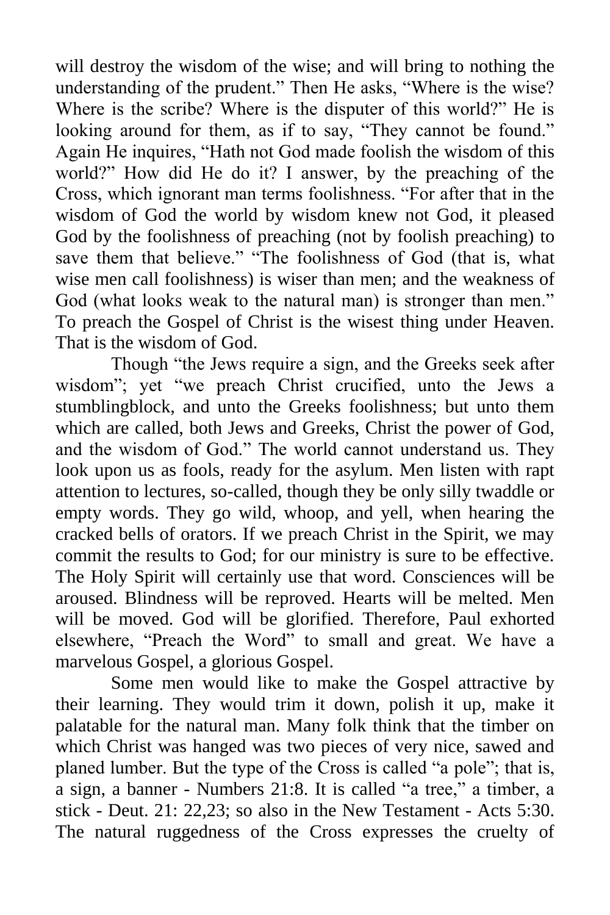will destroy the wisdom of the wise; and will bring to nothing the understanding of the prudent." Then He asks, "Where is the wise? Where is the scribe? Where is the disputer of this world?" He is looking around for them, as if to say, "They cannot be found." Again He inquires, "Hath not God made foolish the wisdom of this world?" How did He do it? I answer, by the preaching of the Cross, which ignorant man terms foolishness. "For after that in the wisdom of God the world by wisdom knew not God, it pleased God by the foolishness of preaching (not by foolish preaching) to save them that believe." "The foolishness of God (that is, what wise men call foolishness) is wiser than men; and the weakness of God (what looks weak to the natural man) is stronger than men." To preach the Gospel of Christ is the wisest thing under Heaven. That is the wisdom of God.

Though "the Jews require a sign, and the Greeks seek after wisdom"; yet "we preach Christ crucified, unto the Jews a stumblingblock, and unto the Greeks foolishness; but unto them which are called, both Jews and Greeks, Christ the power of God, and the wisdom of God." The world cannot understand us. They look upon us as fools, ready for the asylum. Men listen with rapt attention to lectures, so-called, though they be only silly twaddle or empty words. They go wild, whoop, and yell, when hearing the cracked bells of orators. If we preach Christ in the Spirit, we may commit the results to God; for our ministry is sure to be effective. The Holy Spirit will certainly use that word. Consciences will be aroused. Blindness will be reproved. Hearts will be melted. Men will be moved. God will be glorified. Therefore, Paul exhorted elsewhere, "Preach the Word" to small and great. We have a marvelous Gospel, a glorious Gospel.

Some men would like to make the Gospel attractive by their learning. They would trim it down, polish it up, make it palatable for the natural man. Many folk think that the timber on which Christ was hanged was two pieces of very nice, sawed and planed lumber. But the type of the Cross is called "a pole"; that is, a sign, a banner - Numbers 21:8. It is called "a tree," a timber, a stick - Deut. 21: 22,23; so also in the New Testament - Acts 5:30. The natural ruggedness of the Cross expresses the cruelty of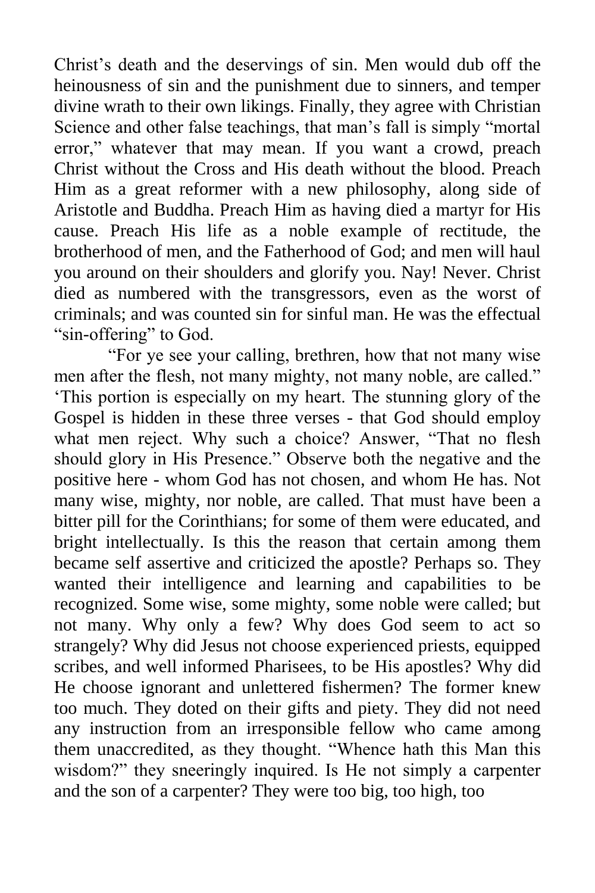Christ's death and the deservings of sin. Men would dub off the heinousness of sin and the punishment due to sinners, and temper divine wrath to their own likings. Finally, they agree with Christian Science and other false teachings, that man's fall is simply "mortal error," whatever that may mean. If you want a crowd, preach Christ without the Cross and His death without the blood. Preach Him as a great reformer with a new philosophy, along side of Aristotle and Buddha. Preach Him as having died a martyr for His cause. Preach His life as a noble example of rectitude, the brotherhood of men, and the Fatherhood of God; and men will haul you around on their shoulders and glorify you. Nay! Never. Christ died as numbered with the transgressors, even as the worst of criminals; and was counted sin for sinful man. He was the effectual "sin-offering" to God.

"For ye see your calling, brethren, how that not many wise men after the flesh, not many mighty, not many noble, are called." 'This portion is especially on my heart. The stunning glory of the Gospel is hidden in these three verses - that God should employ what men reject. Why such a choice? Answer, "That no flesh should glory in His Presence." Observe both the negative and the positive here - whom God has not chosen, and whom He has. Not many wise, mighty, nor noble, are called. That must have been a bitter pill for the Corinthians; for some of them were educated, and bright intellectually. Is this the reason that certain among them became self assertive and criticized the apostle? Perhaps so. They wanted their intelligence and learning and capabilities to be recognized. Some wise, some mighty, some noble were called; but not many. Why only a few? Why does God seem to act so strangely? Why did Jesus not choose experienced priests, equipped scribes, and well informed Pharisees, to be His apostles? Why did He choose ignorant and unlettered fishermen? The former knew too much. They doted on their gifts and piety. They did not need any instruction from an irresponsible fellow who came among them unaccredited, as they thought. "Whence hath this Man this wisdom?" they sneeringly inquired. Is He not simply a carpenter and the son of a carpenter? They were too big, too high, too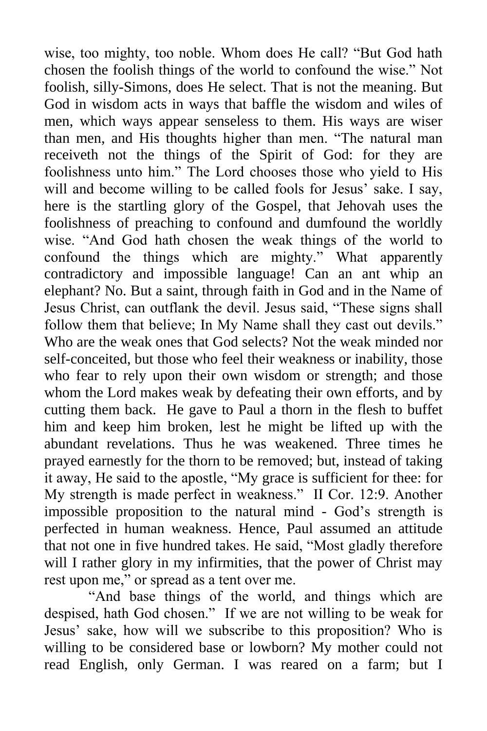wise, too mighty, too noble. Whom does He call? "But God hath chosen the foolish things of the world to confound the wise." Not foolish, silly-Simons, does He select. That is not the meaning. But God in wisdom acts in ways that baffle the wisdom and wiles of men, which ways appear senseless to them. His ways are wiser than men, and His thoughts higher than men. "The natural man receiveth not the things of the Spirit of God: for they are foolishness unto him." The Lord chooses those who yield to His will and become willing to be called fools for Jesus' sake. I say, here is the startling glory of the Gospel, that Jehovah uses the foolishness of preaching to confound and dumfound the worldly wise. "And God hath chosen the weak things of the world to confound the things which are mighty." What apparently contradictory and impossible language! Can an ant whip an elephant? No. But a saint, through faith in God and in the Name of Jesus Christ, can outflank the devil. Jesus said, "These signs shall follow them that believe; In My Name shall they cast out devils." Who are the weak ones that God selects? Not the weak minded nor self-conceited, but those who feel their weakness or inability, those who fear to rely upon their own wisdom or strength; and those whom the Lord makes weak by defeating their own efforts, and by cutting them back. He gave to Paul a thorn in the flesh to buffet him and keep him broken, lest he might be lifted up with the abundant revelations. Thus he was weakened. Three times he prayed earnestly for the thorn to be removed; but, instead of taking it away, He said to the apostle, "My grace is sufficient for thee: for My strength is made perfect in weakness." II Cor. 12:9. Another impossible proposition to the natural mind - God's strength is perfected in human weakness. Hence, Paul assumed an attitude that not one in five hundred takes. He said, "Most gladly therefore will I rather glory in my infirmities, that the power of Christ may rest upon me," or spread as a tent over me.

"And base things of the world, and things which are despised, hath God chosen." If we are not willing to be weak for Jesus' sake, how will we subscribe to this proposition? Who is willing to be considered base or lowborn? My mother could not read English, only German. I was reared on a farm; but I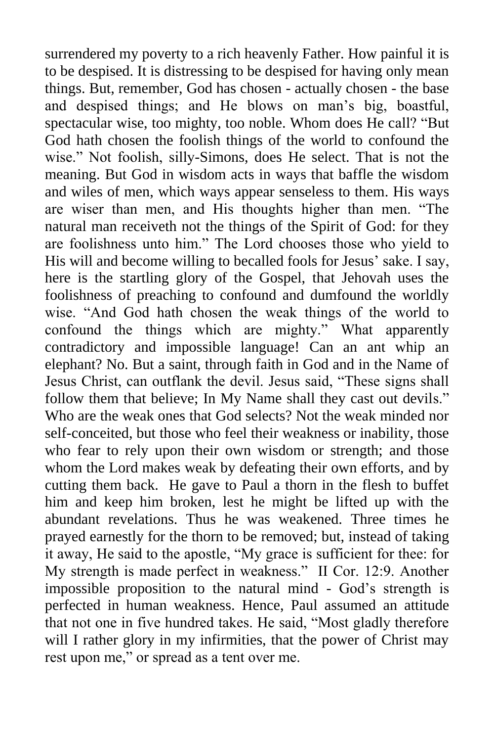surrendered my poverty to a rich heavenly Father. How painful it is to be despised. It is distressing to be despised for having only mean things. But, remember, God has chosen - actually chosen - the base and despised things; and He blows on man's big, boastful, spectacular wise, too mighty, too noble. Whom does He call? "But God hath chosen the foolish things of the world to confound the wise." Not foolish, silly-Simons, does He select. That is not the meaning. But God in wisdom acts in ways that baffle the wisdom and wiles of men, which ways appear senseless to them. His ways are wiser than men, and His thoughts higher than men. "The natural man receiveth not the things of the Spirit of God: for they are foolishness unto him." The Lord chooses those who yield to His will and become willing to becalled fools for Jesus' sake. I say, here is the startling glory of the Gospel, that Jehovah uses the foolishness of preaching to confound and dumfound the worldly wise. "And God hath chosen the weak things of the world to confound the things which are mighty." What apparently contradictory and impossible language! Can an ant whip an elephant? No. But a saint, through faith in God and in the Name of Jesus Christ, can outflank the devil. Jesus said, "These signs shall follow them that believe; In My Name shall they cast out devils." Who are the weak ones that God selects? Not the weak minded nor self-conceited, but those who feel their weakness or inability, those who fear to rely upon their own wisdom or strength; and those whom the Lord makes weak by defeating their own efforts, and by cutting them back. He gave to Paul a thorn in the flesh to buffet him and keep him broken, lest he might be lifted up with the abundant revelations. Thus he was weakened. Three times he prayed earnestly for the thorn to be removed; but, instead of taking it away, He said to the apostle, "My grace is sufficient for thee: for My strength is made perfect in weakness." II Cor. 12:9. Another impossible proposition to the natural mind - God's strength is perfected in human weakness. Hence, Paul assumed an attitude that not one in five hundred takes. He said, "Most gladly therefore will I rather glory in my infirmities, that the power of Christ may rest upon me," or spread as a tent over me.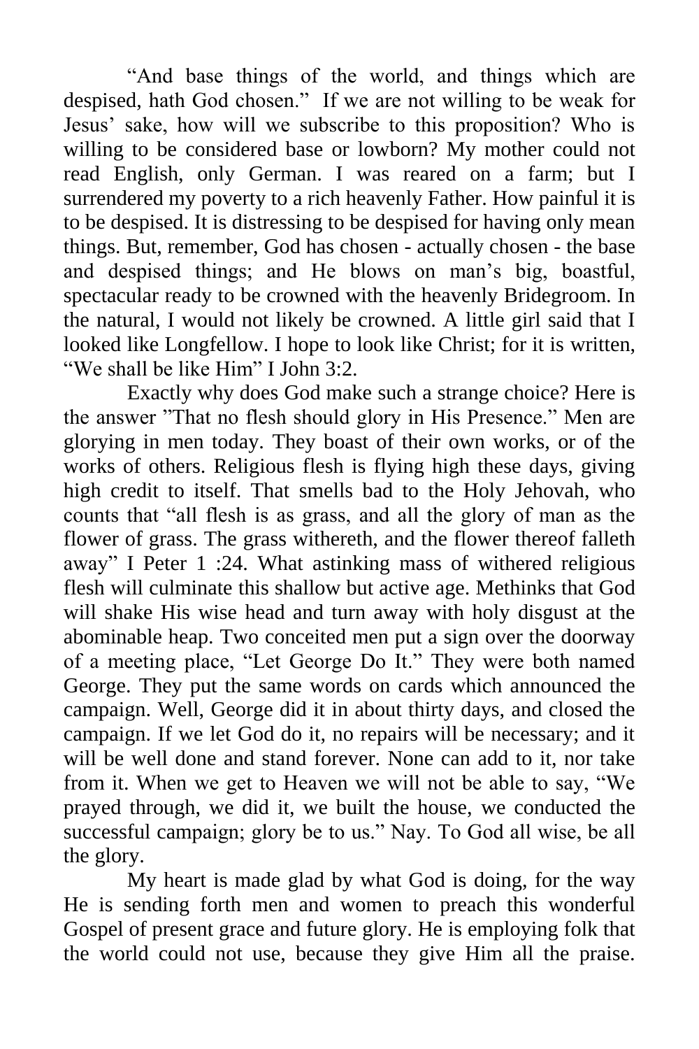“And base things of the world, and things which are despised, hath God chosen.” If we are not willing to be weak for Jesus’ sake, how will we subscribe to this proposition? Who is willing to be considered base or lowborn? My mother could not read English, only German. I was reared on a farm; but I surrendered my poverty to a rich heavenly Father. How painful it is to be despised. It is distressing to be despised for having only mean things. But, remember, God has chosen - actually chosen - the base and despised things; and He blows on man’s big, boastful, spectacular ready to be crowned with the heavenly Bridegroom. In the natural, I would not likely be crowned. A little girl said that I looked like Longfellow. I hope to look like Christ; for it is written, “We shall be like Him” I John 3:2.

Exactly why does God make such a strange choice? Here is the answer ”That no flesh should glory in His Presence.” Men are glorying in men today. They boast of their own works, or of the works of others. Religious flesh is flying high these days, giving high credit to itself. That smells bad to the Holy Jehovah, who counts that “all flesh is as grass, and all the glory of man as the flower of grass. The grass withereth, and the flower thereof falleth away” I Peter 1 :24. What astinking mass of withered religious flesh will culminate this shallow but active age. Methinks that God will shake His wise head and turn away with holy disgust at the abominable heap. Two conceited men put a sign over the doorway of a meeting place, “Let George Do It.” They were both named George. They put the same words on cards which announced the campaign. Well, George did it in about thirty days, and closed the campaign. If we let God do it, no repairs will be necessary; and it will be well done and stand forever. None can add to it, nor take from it. When we get to Heaven we will not be able to say, “We prayed through, we did it, we built the house, we conducted the successful campaign; glory be to us.” Nay. To God all wise, be all the glory.

My heart is made glad by what God is doing, for the way He is sending forth men and women to preach this wonderful Gospel of present grace and future glory. He is employing folk that the world could not use, because they give Him all the praise.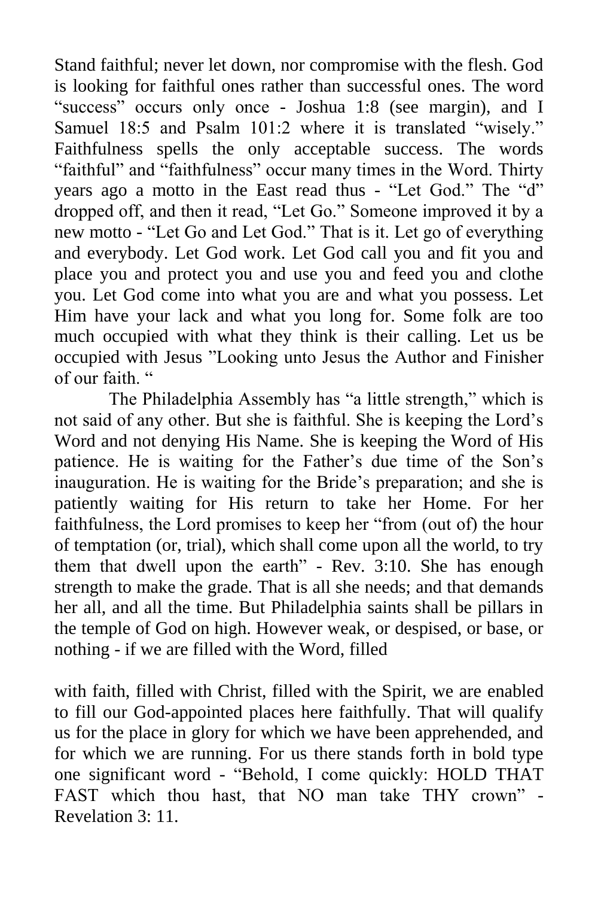Stand faithful; never let down, nor compromise with the flesh. God is looking for faithful ones rather than successful ones. The word "success" occurs only once - Joshua 1:8 (see margin), and I Samuel 18:5 and Psalm 101:2 where it is translated "wisely." Faithfulness spells the only acceptable success. The words "faithful" and "faithfulness" occur many times in the Word. Thirty years ago a motto in the East read thus - "Let God." The "d" dropped off, and then it read, "Let Go." Someone improved it by a new motto - "Let Go and Let God." That is it. Let go of everything and everybody. Let God work. Let God call you and fit you and place you and protect you and use you and feed you and clothe you. Let God come into what you are and what you possess. Let Him have your lack and what you long for. Some folk are too much occupied with what they think is their calling. Let us be occupied with Jesus "Looking unto Jesus the Author and Finisher of our faith. "

The Philadelphia Assembly has "a little strength," which is not said of any other. But she is faithful. She is keeping the Lord's Word and not denying His Name. She is keeping the Word of His patience. He is waiting for the Father's due time of the Son's inauguration. He is waiting for the Bride's preparation; and she is patiently waiting for His return to take her Home. For her faithfulness, the Lord promises to keep her "from (out of) the hour of temptation (or, trial), which shall come upon all the world, to try them that dwell upon the earth" - Rev. 3:10. She has enough strength to make the grade. That is all she needs; and that demands her all, and all the time. But Philadelphia saints shall be pillars in the temple of God on high. However weak, or despised, or base, or nothing - if we are filled with the Word, filled with faith, filled with Christ, filled with the Spirit, we are enabled to fill our God-appointed places here faithfully. That will qualify us for the place in glory for which we have been apprehended, and for which we are running. For us there stands forth in bold type one significant word - "Behold, I come quickly: HOLD THAT FAST which thou hast, that NO man take THY crown" - Revelation 3: 11.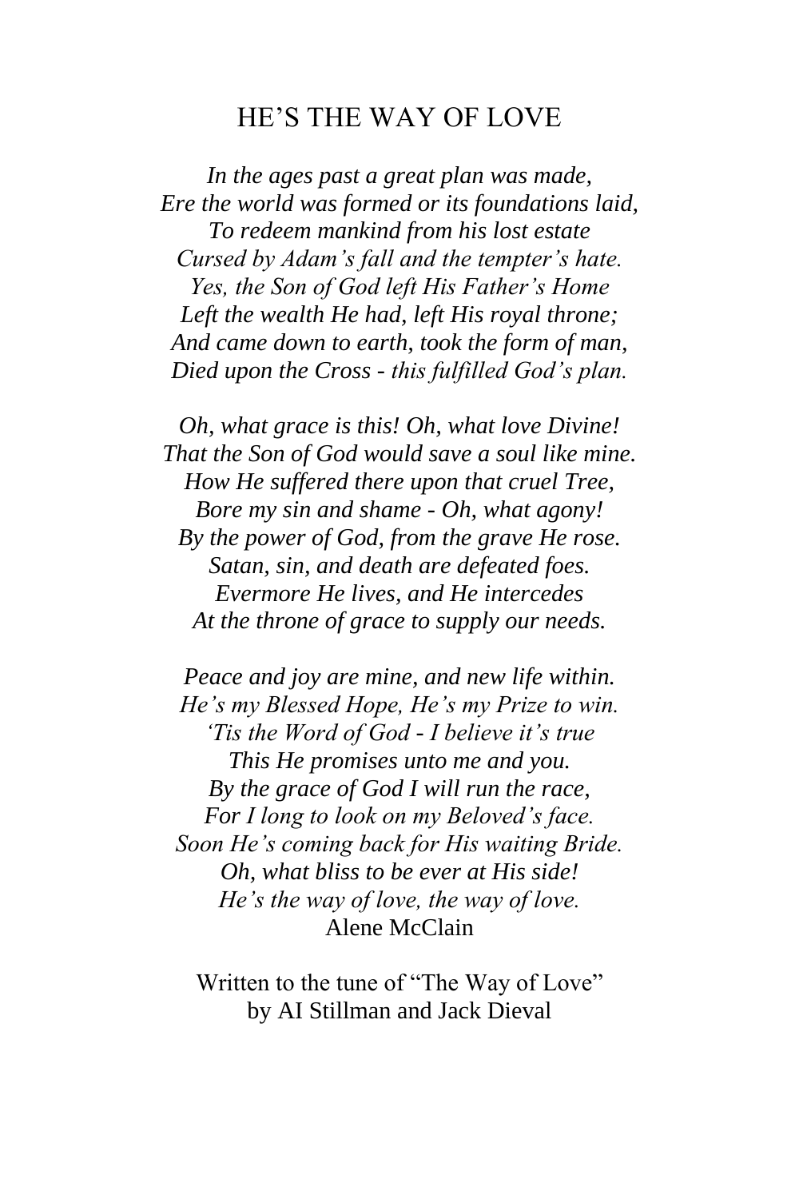# HE'S THE WAY OF LOVE

*In the ages past a great plan was made,*
*Ere the world was formed or its foundations laid,*
*To redeem mankind from his lost estate*
*Cursed by Adam's fall and the tempter's hate.*
*Yes, the Son of God left His Father's Home*
*Left the wealth He had, left His royal throne;*
*And came down to earth, took the form of man,*
*Died upon the Cross - this fulfilled God's plan.*

*Oh, what grace is this! Oh, what love Divine!*
*That the Son of God would save a soul like mine.*
*How He suffered there upon that cruel Tree,*
*Bore my sin and shame - Oh, what agony!*
*By the power of God, from the grave He rose.*
*Satan, sin, and death are defeated foes.*
*Evermore He lives, and He intercedes*
*At the throne of grace to supply our needs.*

*Peace and joy are mine, and new life within.*
*He's my Blessed Hope, He's my Prize to win.*
*'Tis the Word of God - I believe it's true*
*This He promises unto me and you.*
*By the grace of God I will run the race,*
*For I long to look on my Beloved's face.*
*Soon He's coming back for His waiting Bride.*
*Oh, what bliss to be ever at His side!*
*He's the way of love, the way of love.*

Alene McClain

Written to the tune of "The Way of Love" by AI Stillman and Jack Dieval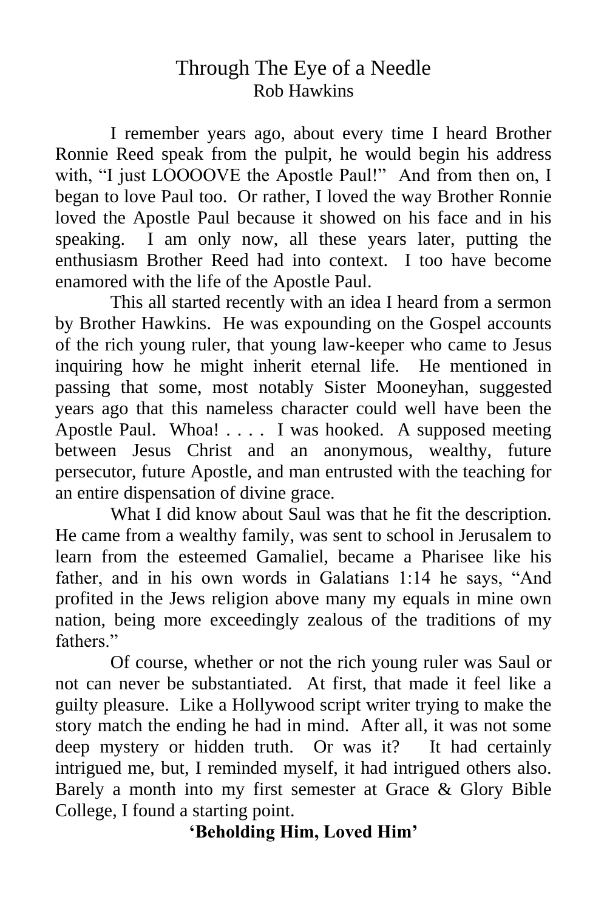# Through The Eye of a Needle

Rob Hawkins

I remember years ago, about every time I heard Brother Ronnie Reed speak from the pulpit, he would begin his address with, "I just LOOOOVE the Apostle Paul!" And from then on, I began to love Paul too. Or rather, I loved the way Brother Ronnie loved the Apostle Paul because it showed on his face and in his speaking. I am only now, all these years later, putting the enthusiasm Brother Reed had into context. I too have become enamored with the life of the Apostle Paul.

This all started recently with an idea I heard from a sermon by Brother Hawkins. He was expounding on the Gospel accounts of the rich young ruler, that young law-keeper who came to Jesus inquiring how he might inherit eternal life. He mentioned in passing that some, most notably Sister Mooneyhan, suggested years ago that this nameless character could well have been the Apostle Paul. Whoa! . . . . I was hooked. A supposed meeting between Jesus Christ and an anonymous, wealthy, future persecutor, future Apostle, and man entrusted with the teaching for an entire dispensation of divine grace.

What I did know about Saul was that he fit the description. He came from a wealthy family, was sent to school in Jerusalem to learn from the esteemed Gamaliel, became a Pharisee like his father, and in his own words in Galatians 1:14 he says, "And profited in the Jews religion above many my equals in mine own nation, being more exceedingly zealous of the traditions of my fathers."

Of course, whether or not the rich young ruler was Saul or not can never be substantiated. At first, that made it feel like a guilty pleasure. Like a Hollywood script writer trying to make the story match the ending he had in mind. After all, it was not some deep mystery or hidden truth. Or was it? It had certainly intrigued me, but, I reminded myself, it had intrigued others also. Barely a month into my first semester at Grace & Glory Bible College, I found a starting point.

## 'Beholding Him, Loved Him'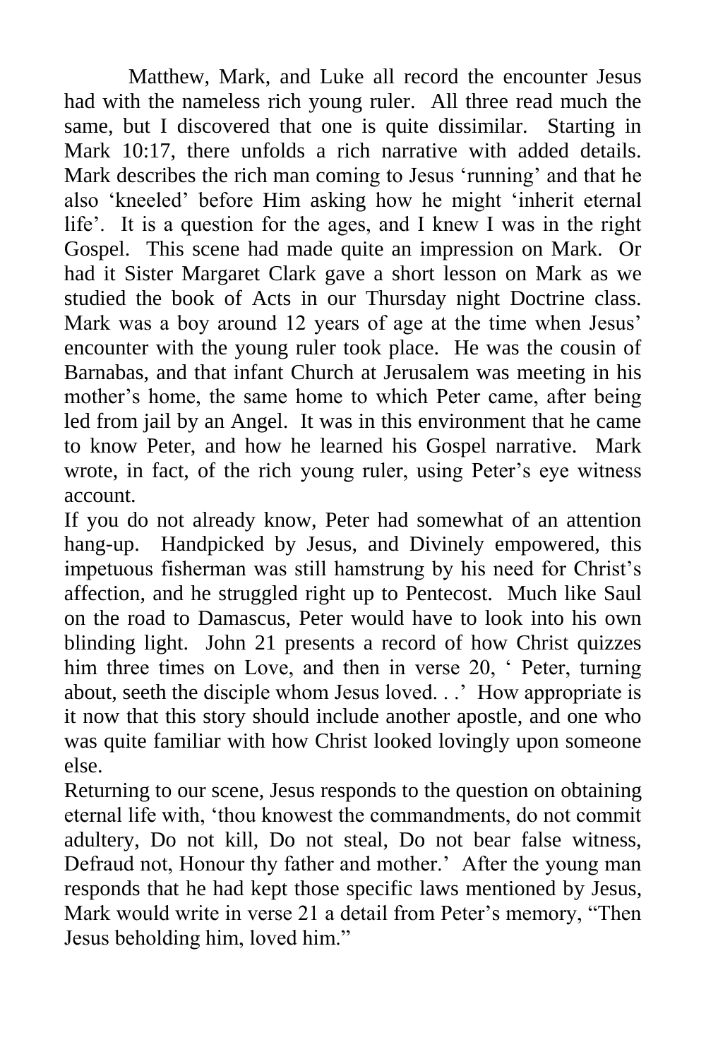Matthew, Mark, and Luke all record the encounter Jesus had with the nameless rich young ruler. All three read much the same, but I discovered that one is quite dissimilar. Starting in Mark 10:17, there unfolds a rich narrative with added details. Mark describes the rich man coming to Jesus 'running' and that he also 'kneeled' before Him asking how he might 'inherit eternal life'. It is a question for the ages, and I knew I was in the right Gospel. This scene had made quite an impression on Mark. Or had it Sister Margaret Clark gave a short lesson on Mark as we studied the book of Acts in our Thursday night Doctrine class. Mark was a boy around 12 years of age at the time when Jesus' encounter with the young ruler took place. He was the cousin of Barnabas, and that infant Church at Jerusalem was meeting in his mother's home, the same home to which Peter came, after being led from jail by an Angel. It was in this environment that he came to know Peter, and how he learned his Gospel narrative. Mark wrote, in fact, of the rich young ruler, using Peter's eye witness account.

If you do not already know, Peter had somewhat of an attention hang-up. Handpicked by Jesus, and Divinely empowered, this impetuous fisherman was still hamstrung by his need for Christ's affection, and he struggled right up to Pentecost. Much like Saul on the road to Damascus, Peter would have to look into his own blinding light. John 21 presents a record of how Christ quizzes him three times on Love, and then in verse 20, ' Peter, turning about, seeth the disciple whom Jesus loved. . .' How appropriate is it now that this story should include another apostle, and one who was quite familiar with how Christ looked lovingly upon someone else.

Returning to our scene, Jesus responds to the question on obtaining eternal life with, 'thou knowest the commandments, do not commit adultery, Do not kill, Do not steal, Do not bear false witness, Defraud not, Honour thy father and mother.' After the young man responds that he had kept those specific laws mentioned by Jesus, Mark would write in verse 21 a detail from Peter's memory, "Then Jesus beholding him, loved him."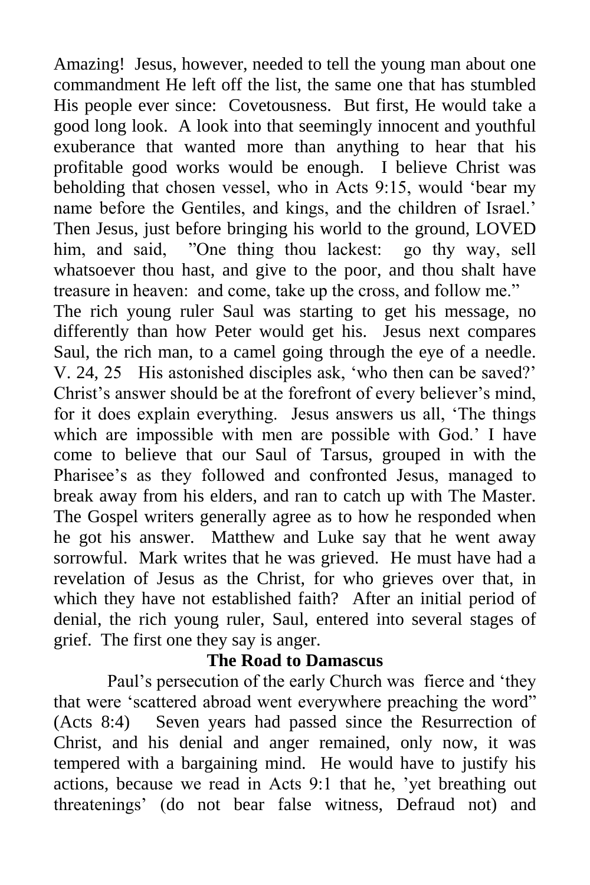Amazing! Jesus, however, needed to tell the young man about one commandment He left off the list, the same one that has stumbled His people ever since: Covetousness. But first, He would take a good long look. A look into that seemingly innocent and youthful exuberance that wanted more than anything to hear that his profitable good works would be enough. I believe Christ was beholding that chosen vessel, who in Acts 9:15, would 'bear my name before the Gentiles, and kings, and the children of Israel.' Then Jesus, just before bringing his world to the ground, LOVED him, and said, "One thing thou lackest: go thy way, sell whatsoever thou hast, and give to the poor, and thou shalt have treasure in heaven: and come, take up the cross, and follow me."

The rich young ruler Saul was starting to get his message, no differently than how Peter would get his. Jesus next compares Saul, the rich man, to a camel going through the eye of a needle. V. 24, 25 His astonished disciples ask, 'who then can be saved?' Christ's answer should be at the forefront of every believer's mind, for it does explain everything. Jesus answers us all, 'The things which are impossible with men are possible with God.' I have come to believe that our Saul of Tarsus, grouped in with the Pharisee's as they followed and confronted Jesus, managed to break away from his elders, and ran to catch up with The Master. The Gospel writers generally agree as to how he responded when he got his answer. Matthew and Luke say that he went away sorrowful. Mark writes that he was grieved. He must have had a revelation of Jesus as the Christ, for who grieves over that, in which they have not established faith? After an initial period of denial, the rich young ruler, Saul, entered into several stages of grief. The first one they say is anger.

**The Road to Damascus**

Paul's persecution of the early Church was fierce and 'they that were 'scattered abroad went everywhere preaching the word" (Acts 8:4) Seven years had passed since the Resurrection of Christ, and his denial and anger remained, only now, it was tempered with a bargaining mind. He would have to justify his actions, because we read in Acts 9:1 that he, 'yet breathing out threatenings' (do not bear false witness, Defraud not) and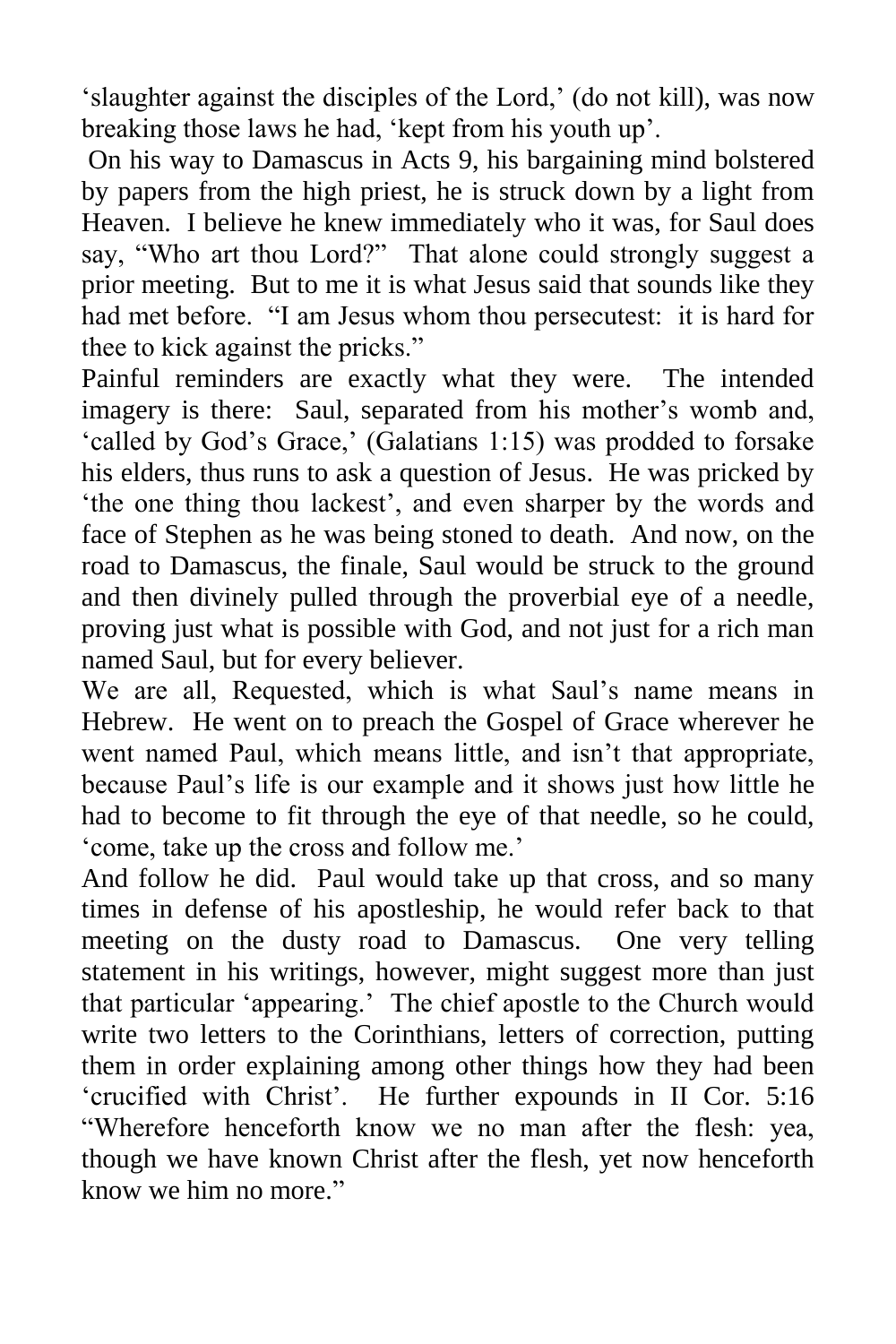'slaughter against the disciples of the Lord,' (do not kill), was now breaking those laws he had, 'kept from his youth up'.

On his way to Damascus in Acts 9, his bargaining mind bolstered by papers from the high priest, he is struck down by a light from Heaven. I believe he knew immediately who it was, for Saul does say, "Who art thou Lord?" That alone could strongly suggest a prior meeting. But to me it is what Jesus said that sounds like they had met before. "I am Jesus whom thou persecutest: it is hard for thee to kick against the pricks."

Painful reminders are exactly what they were. The intended imagery is there: Saul, separated from his mother's womb and, 'called by God's Grace,' (Galatians 1:15) was prodded to forsake his elders, thus runs to ask a question of Jesus. He was pricked by 'the one thing thou lackest', and even sharper by the words and face of Stephen as he was being stoned to death. And now, on the road to Damascus, the finale, Saul would be struck to the ground and then divinely pulled through the proverbial eye of a needle, proving just what is possible with God, and not just for a rich man named Saul, but for every believer.

We are all, Requested, which is what Saul's name means in Hebrew. He went on to preach the Gospel of Grace wherever he went named Paul, which means little, and isn't that appropriate, because Paul's life is our example and it shows just how little he had to become to fit through the eye of that needle, so he could, 'come, take up the cross and follow me.'

And follow he did. Paul would take up that cross, and so many times in defense of his apostleship, he would refer back to that meeting on the dusty road to Damascus. One very telling statement in his writings, however, might suggest more than just that particular 'appearing.' The chief apostle to the Church would write two letters to the Corinthians, letters of correction, putting them in order explaining among other things how they had been 'crucified with Christ'. He further expounds in II Cor. 5:16 "Wherefore henceforth know we no man after the flesh: yea, though we have known Christ after the flesh, yet now henceforth know we him no more."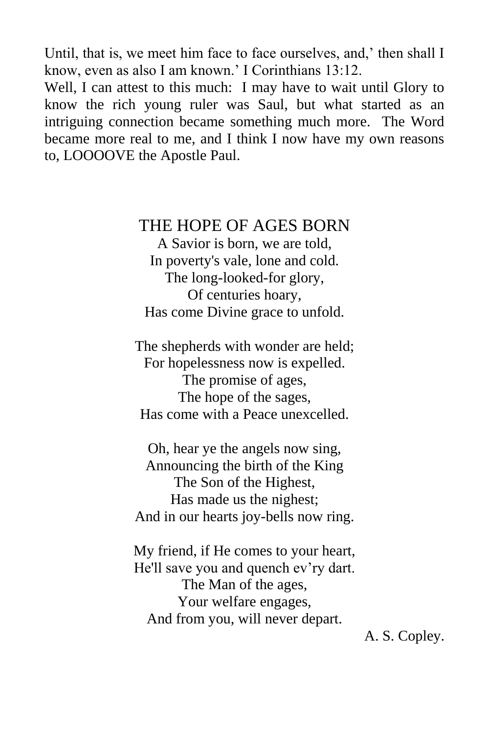Until, that is, we meet him face to face ourselves, and,’ then shall I know, even as also I am known.’ I Corinthians 13:12.

Well, I can attest to this much: I may have to wait until Glory to know the rich young ruler was Saul, but what started as an intriguing connection became something much more. The Word became more real to me, and I think I now have my own reasons to, LOOOOVE the Apostle Paul.

## THE HOPE OF AGES BORN

A Savior is born, we are told,
In poverty's vale, lone and cold.
The long-looked-for glory,
Of centuries hoary,
Has come Divine grace to unfold.

The shepherds with wonder are held;
For hopelessness now is expelled.
The promise of ages,
The hope of the sages,
Has come with a Peace unexcelled.

Oh, hear ye the angels now sing,
Announcing the birth of the King
The Son of the Highest,
Has made us the nighest;
And in our hearts joy-bells now ring.

My friend, if He comes to your heart,
He'll save you and quench ev’ry dart.
The Man of the ages,
Your welfare engages,
And from you, will never depart.

A. S. Copley.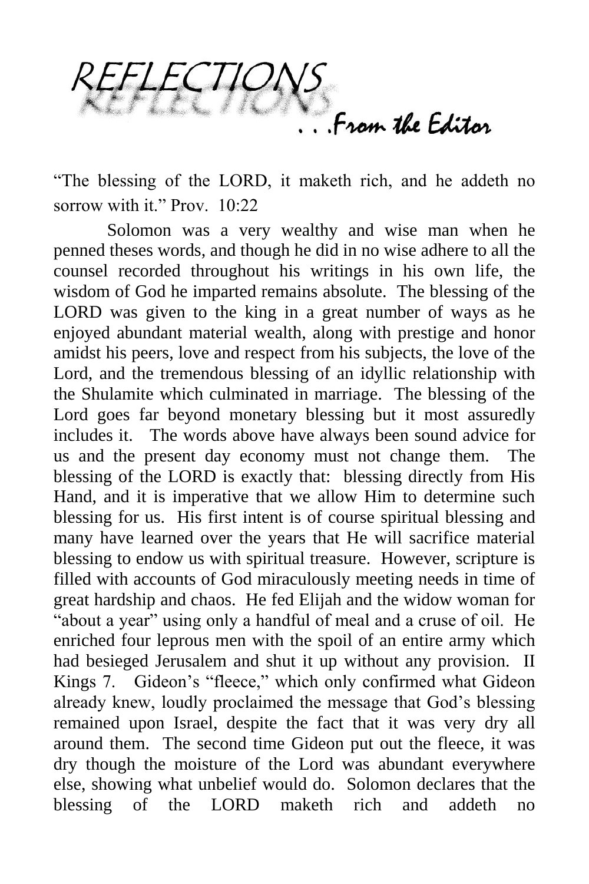# REFLECTIONS

*. . .From the Editor*

"The blessing of the LORD, it maketh rich, and he addeth no sorrow with it." Prov. 10:22

Solomon was a very wealthy and wise man when he penned theses words, and though he did in no wise adhere to all the counsel recorded throughout his writings in his own life, the wisdom of God he imparted remains absolute. The blessing of the LORD was given to the king in a great number of ways as he enjoyed abundant material wealth, along with prestige and honor amidst his peers, love and respect from his subjects, the love of the Lord, and the tremendous blessing of an idyllic relationship with the Shulamite which culminated in marriage. The blessing of the Lord goes far beyond monetary blessing but it most assuredly includes it. The words above have always been sound advice for us and the present day economy must not change them. The blessing of the LORD is exactly that: blessing directly from His Hand, and it is imperative that we allow Him to determine such blessing for us. His first intent is of course spiritual blessing and many have learned over the years that He will sacrifice material blessing to endow us with spiritual treasure. However, scripture is filled with accounts of God miraculously meeting needs in time of great hardship and chaos. He fed Elijah and the widow woman for "about a year" using only a handful of meal and a cruse of oil. He enriched four leprous men with the spoil of an entire army which had besieged Jerusalem and shut it up without any provision. II Kings 7. Gideon's "fleece," which only confirmed what Gideon already knew, loudly proclaimed the message that God's blessing remained upon Israel, despite the fact that it was very dry all around them. The second time Gideon put out the fleece, it was dry though the moisture of the Lord was abundant everywhere else, showing what unbelief would do. Solomon declares that the blessing of the LORD maketh rich and addeth no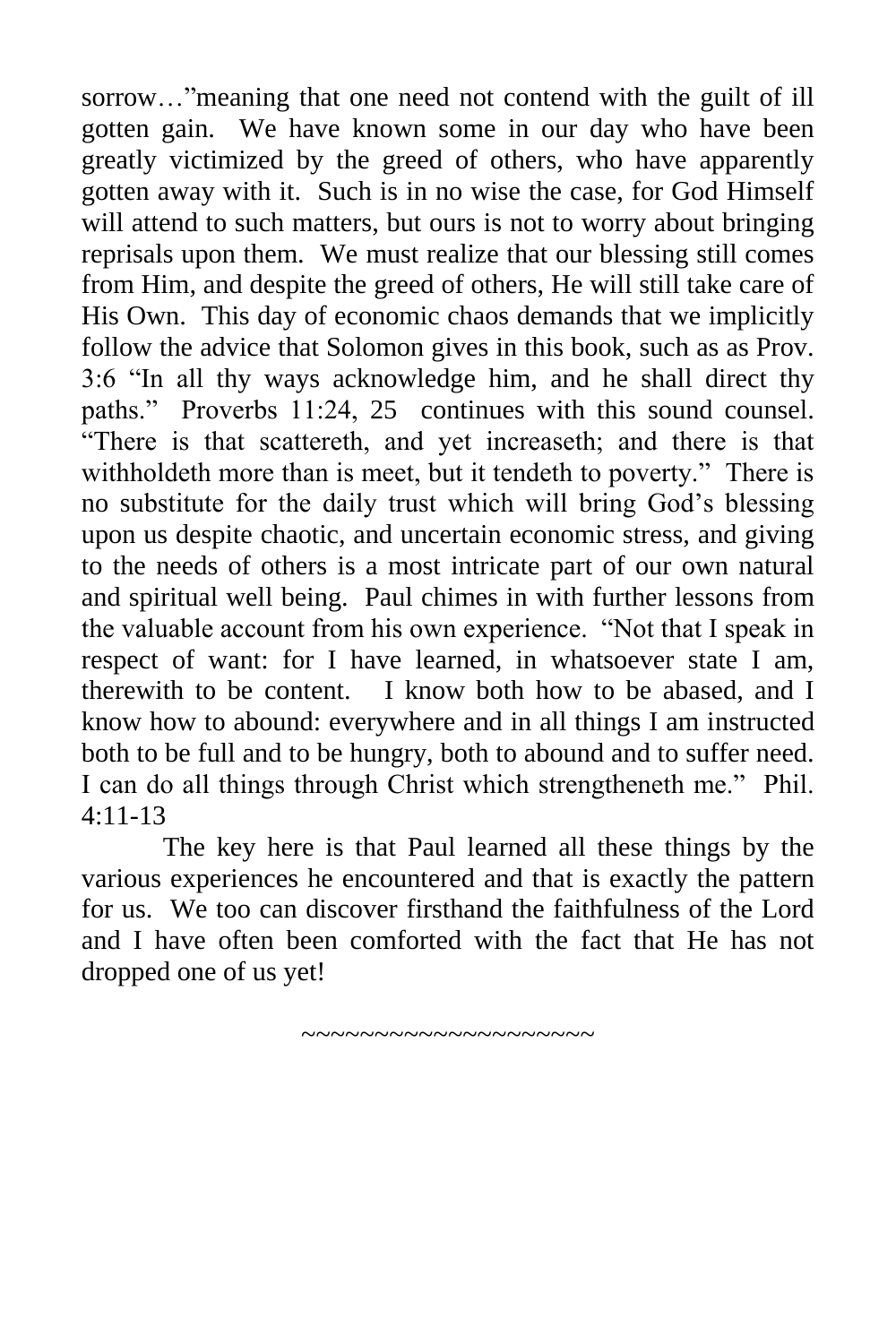sorrow…"meaning that one need not contend with the guilt of ill gotten gain. We have known some in our day who have been greatly victimized by the greed of others, who have apparently gotten away with it. Such is in no wise the case, for God Himself will attend to such matters, but ours is not to worry about bringing reprisals upon them. We must realize that our blessing still comes from Him, and despite the greed of others, He will still take care of His Own. This day of economic chaos demands that we implicitly follow the advice that Solomon gives in this book, such as as Prov. 3:6 "In all thy ways acknowledge him, and he shall direct thy paths." Proverbs 11:24, 25 continues with this sound counsel. "There is that scattereth, and yet increaseth; and there is that withholdeth more than is meet, but it tendeth to poverty." There is no substitute for the daily trust which will bring God's blessing upon us despite chaotic, and uncertain economic stress, and giving to the needs of others is a most intricate part of our own natural and spiritual well being. Paul chimes in with further lessons from the valuable account from his own experience. "Not that I speak in respect of want: for I have learned, in whatsoever state I am, therewith to be content. I know both how to be abased, and I know how to abound: everywhere and in all things I am instructed both to be full and to be hungry, both to abound and to suffer need. I can do all things through Christ which strengtheneth me." Phil. 4:11-13

The key here is that Paul learned all these things by the various experiences he encountered and that is exactly the pattern for us. We too can discover firsthand the faithfulness of the Lord and I have often been comforted with the fact that He has not dropped one of us yet!

~~~~~~~~~~~~~~~~~~~~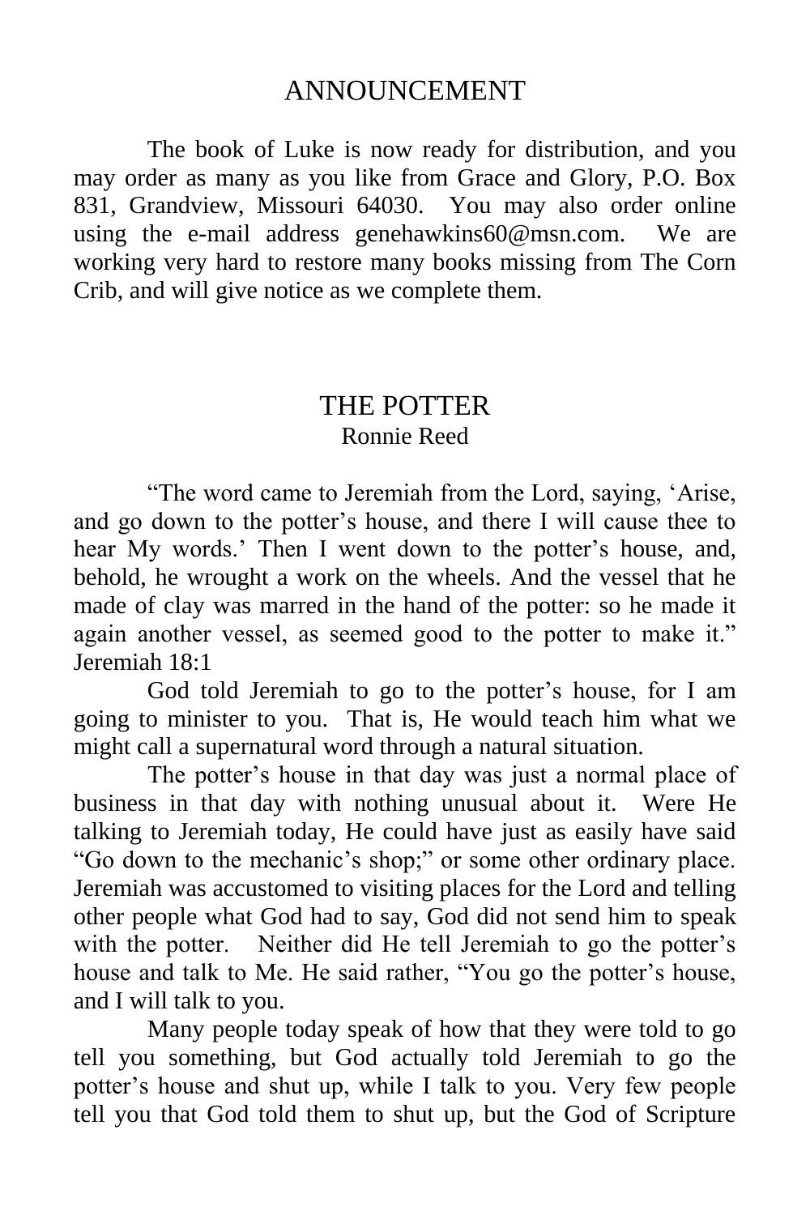## ANNOUNCEMENT

The book of Luke is now ready for distribution, and you may order as many as you like from Grace and Glory, P.O. Box 831, Grandview, Missouri 64030. You may also order online using the e-mail address genehawkins60@msn.com. We are working very hard to restore many books missing from The Corn Crib, and will give notice as we complete them.

## THE POTTER

Ronnie Reed

"The word came to Jeremiah from the Lord, saying, 'Arise, and go down to the potter's house, and there I will cause thee to hear My words.' Then I went down to the potter's house, and, behold, he wrought a work on the wheels. And the vessel that he made of clay was marred in the hand of the potter: so he made it again another vessel, as seemed good to the potter to make it." Jeremiah 18:1

God told Jeremiah to go to the potter's house, for I am going to minister to you. That is, He would teach him what we might call a supernatural word through a natural situation.

The potter's house in that day was just a normal place of business in that day with nothing unusual about it. Were He talking to Jeremiah today, He could have just as easily have said "Go down to the mechanic's shop;" or some other ordinary place. Jeremiah was accustomed to visiting places for the Lord and telling other people what God had to say, God did not send him to speak with the potter. Neither did He tell Jeremiah to go the potter's house and talk to Me. He said rather, "You go the potter's house, and I will talk to you.

Many people today speak of how that they were told to go tell you something, but God actually told Jeremiah to go the potter's house and shut up, while I talk to you. Very few people tell you that God told them to shut up, but the God of Scripture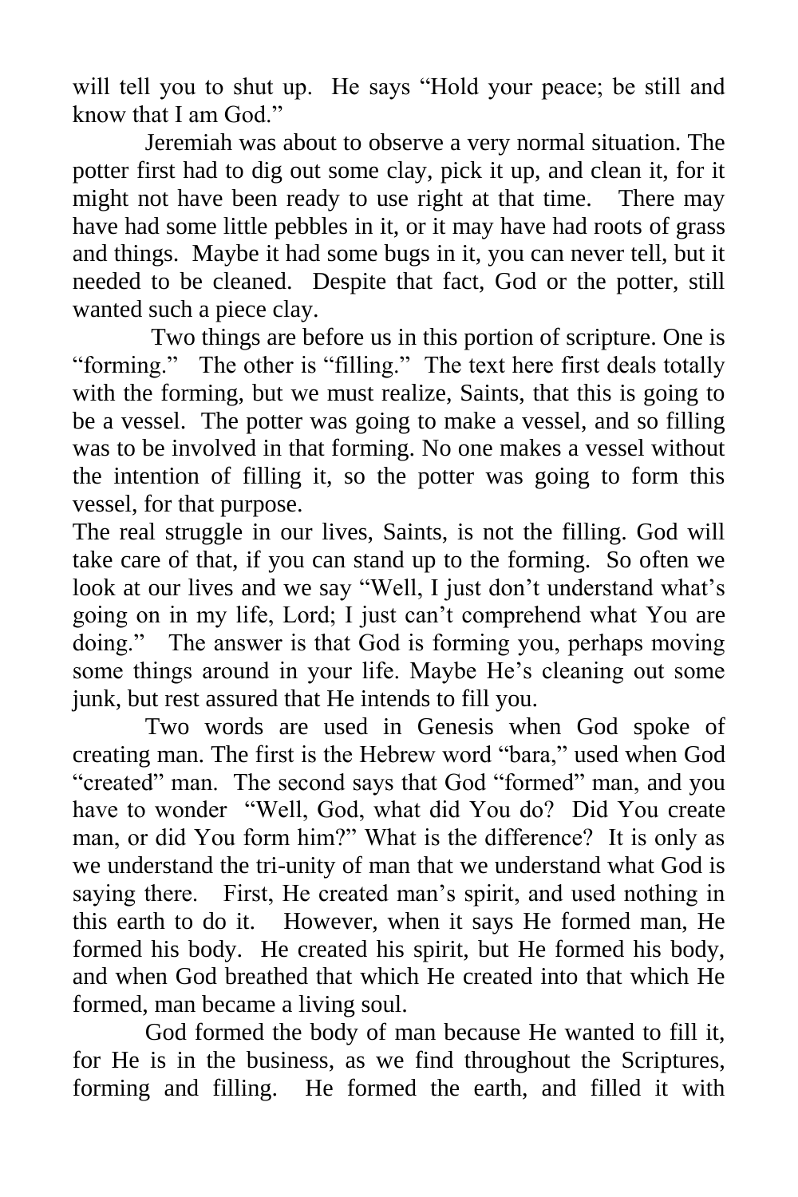will tell you to shut up. He says "Hold your peace; be still and know that I am God."

Jeremiah was about to observe a very normal situation. The potter first had to dig out some clay, pick it up, and clean it, for it might not have been ready to use right at that time. There may have had some little pebbles in it, or it may have had roots of grass and things. Maybe it had some bugs in it, you can never tell, but it needed to be cleaned. Despite that fact, God or the potter, still wanted such a piece clay.

Two things are before us in this portion of scripture. One is "forming." The other is "filling." The text here first deals totally with the forming, but we must realize, Saints, that this is going to be a vessel. The potter was going to make a vessel, and so filling was to be involved in that forming. No one makes a vessel without the intention of filling it, so the potter was going to form this vessel, for that purpose.

The real struggle in our lives, Saints, is not the filling. God will take care of that, if you can stand up to the forming. So often we look at our lives and we say "Well, I just don't understand what's going on in my life, Lord; I just can't comprehend what You are doing." The answer is that God is forming you, perhaps moving some things around in your life. Maybe He's cleaning out some junk, but rest assured that He intends to fill you.

Two words are used in Genesis when God spoke of creating man. The first is the Hebrew word "bara," used when God "created" man. The second says that God "formed" man, and you have to wonder "Well, God, what did You do? Did You create man, or did You form him?" What is the difference? It is only as we understand the tri-unity of man that we understand what God is saying there. First, He created man's spirit, and used nothing in this earth to do it. However, when it says He formed man, He formed his body. He created his spirit, but He formed his body, and when God breathed that which He created into that which He formed, man became a living soul.

God formed the body of man because He wanted to fill it, for He is in the business, as we find throughout the Scriptures, forming and filling. He formed the earth, and filled it with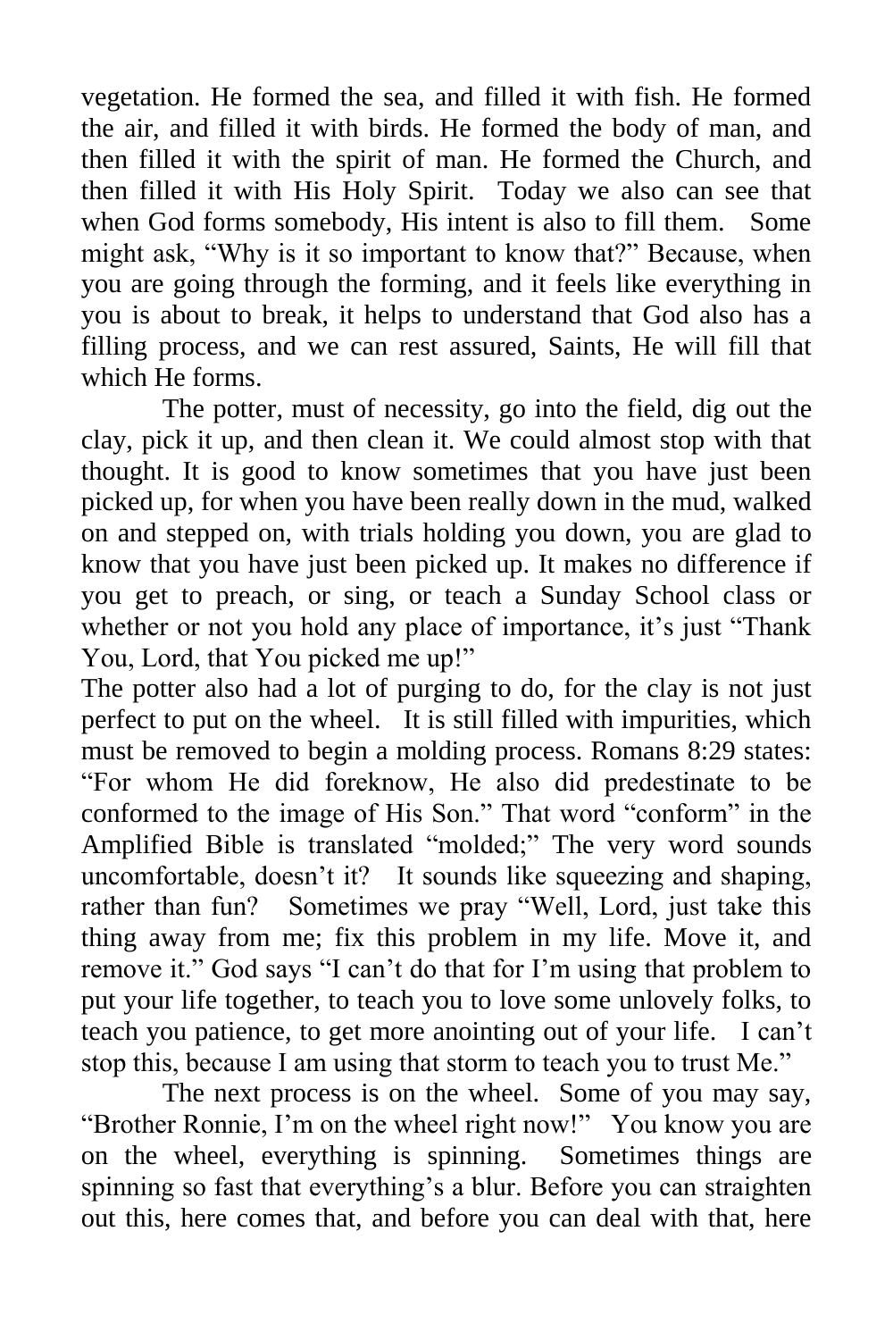vegetation. He formed the sea, and filled it with fish. He formed the air, and filled it with birds. He formed the body of man, and then filled it with the spirit of man. He formed the Church, and then filled it with His Holy Spirit. Today we also can see that when God forms somebody, His intent is also to fill them. Some might ask, "Why is it so important to know that?" Because, when you are going through the forming, and it feels like everything in you is about to break, it helps to understand that God also has a filling process, and we can rest assured, Saints, He will fill that which He forms.

The potter, must of necessity, go into the field, dig out the clay, pick it up, and then clean it. We could almost stop with that thought. It is good to know sometimes that you have just been picked up, for when you have been really down in the mud, walked on and stepped on, with trials holding you down, you are glad to know that you have just been picked up. It makes no difference if you get to preach, or sing, or teach a Sunday School class or whether or not you hold any place of importance, it's just "Thank You, Lord, that You picked me up!"

The potter also had a lot of purging to do, for the clay is not just perfect to put on the wheel. It is still filled with impurities, which must be removed to begin a molding process. Romans 8:29 states: "For whom He did foreknow, He also did predestinate to be conformed to the image of His Son." That word "conform" in the Amplified Bible is translated "molded;" The very word sounds uncomfortable, doesn't it? It sounds like squeezing and shaping, rather than fun? Sometimes we pray "Well, Lord, just take this thing away from me; fix this problem in my life. Move it, and remove it." God says "I can't do that for I'm using that problem to put your life together, to teach you to love some unlovely folks, to teach you patience, to get more anointing out of your life. I can't stop this, because I am using that storm to teach you to trust Me."

The next process is on the wheel. Some of you may say, "Brother Ronnie, I'm on the wheel right now!" You know you are on the wheel, everything is spinning. Sometimes things are spinning so fast that everything's a blur. Before you can straighten out this, here comes that, and before you can deal with that, here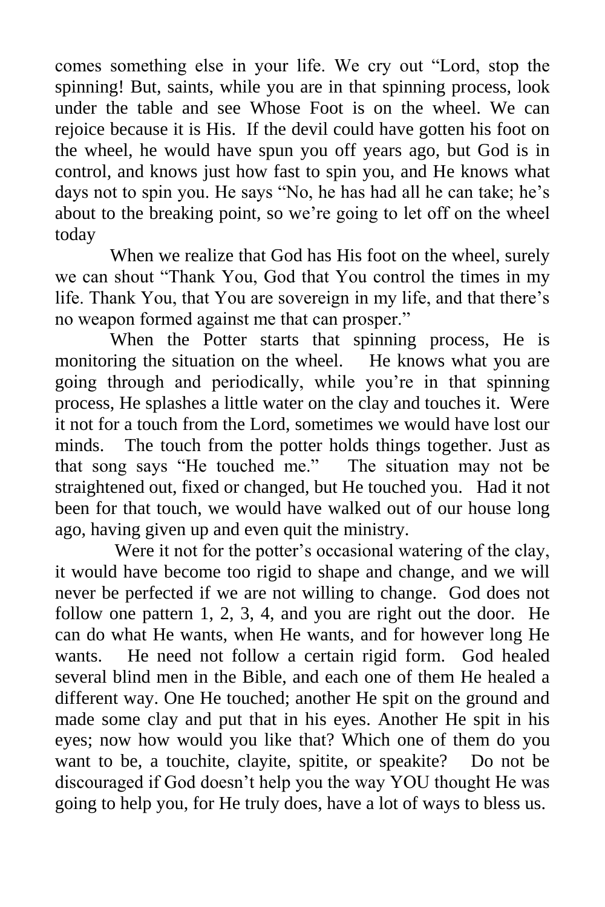comes something else in your life. We cry out "Lord, stop the spinning! But, saints, while you are in that spinning process, look under the table and see Whose Foot is on the wheel. We can rejoice because it is His. If the devil could have gotten his foot on the wheel, he would have spun you off years ago, but God is in control, and knows just how fast to spin you, and He knows what days not to spin you. He says "No, he has had all he can take; he's about to the breaking point, so we're going to let off on the wheel today

When we realize that God has His foot on the wheel, surely we can shout "Thank You, God that You control the times in my life. Thank You, that You are sovereign in my life, and that there's no weapon formed against me that can prosper."

When the Potter starts that spinning process, He is monitoring the situation on the wheel. He knows what you are going through and periodically, while you're in that spinning process, He splashes a little water on the clay and touches it. Were it not for a touch from the Lord, sometimes we would have lost our minds. The touch from the potter holds things together. Just as that song says "He touched me." The situation may not be straightened out, fixed or changed, but He touched you. Had it not been for that touch, we would have walked out of our house long ago, having given up and even quit the ministry.

Were it not for the potter's occasional watering of the clay, it would have become too rigid to shape and change, and we will never be perfected if we are not willing to change. God does not follow one pattern 1, 2, 3, 4, and you are right out the door. He can do what He wants, when He wants, and for however long He wants. He need not follow a certain rigid form. God healed several blind men in the Bible, and each one of them He healed a different way. One He touched; another He spit on the ground and made some clay and put that in his eyes. Another He spit in his eyes; now how would you like that? Which one of them do you want to be, a touchite, clayite, spitite, or speakite? Do not be discouraged if God doesn't help you the way YOU thought He was going to help you, for He truly does, have a lot of ways to bless us.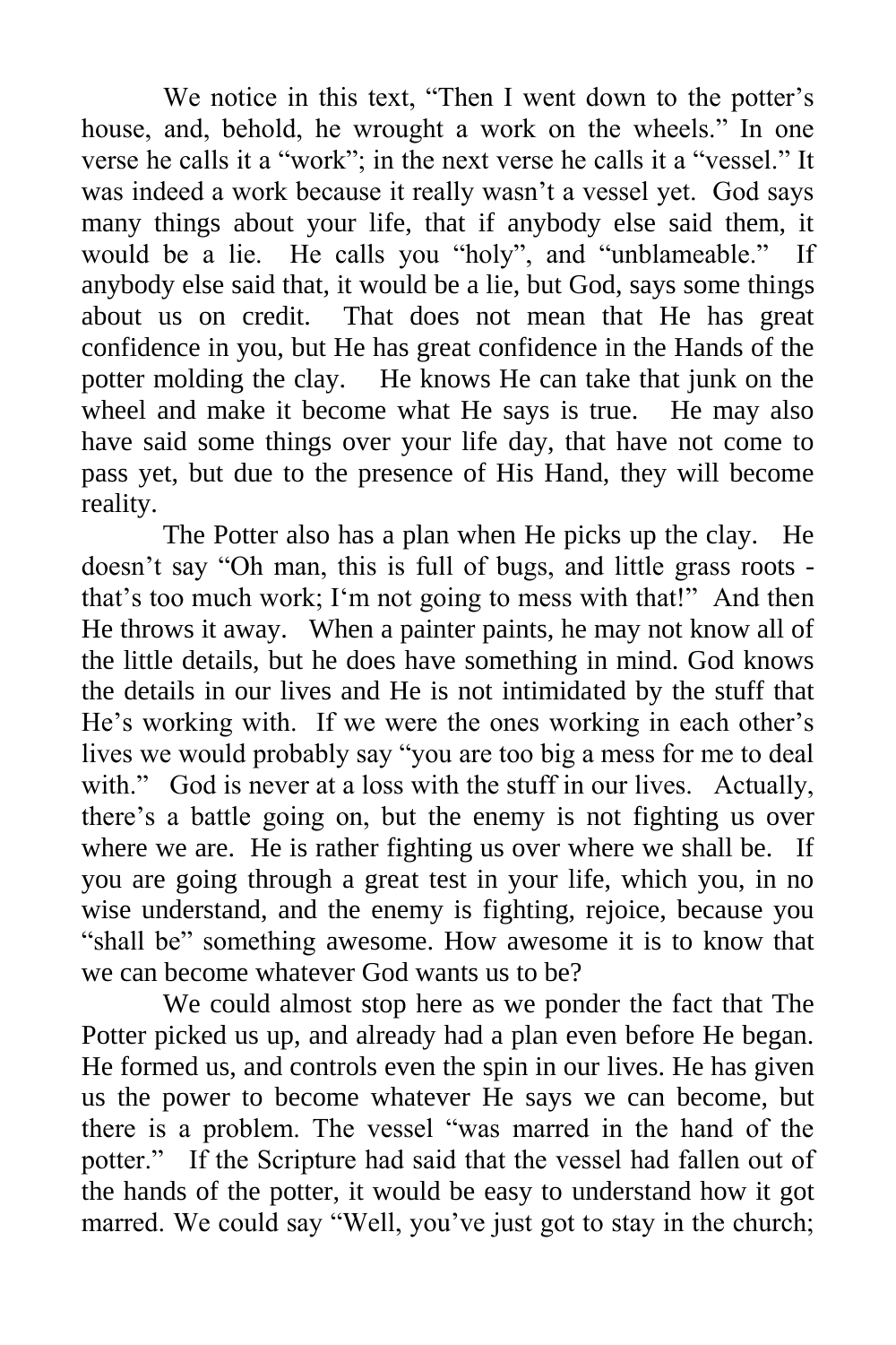We notice in this text, "Then I went down to the potter's house, and, behold, he wrought a work on the wheels." In one verse he calls it a "work"; in the next verse he calls it a "vessel." It was indeed a work because it really wasn't a vessel yet. God says many things about your life, that if anybody else said them, it would be a lie. He calls you "holy", and "unblameable." If anybody else said that, it would be a lie, but God, says some things about us on credit. That does not mean that He has great confidence in you, but He has great confidence in the Hands of the potter molding the clay. He knows He can take that junk on the wheel and make it become what He says is true. He may also have said some things over your life day, that have not come to pass yet, but due to the presence of His Hand, they will become reality.

The Potter also has a plan when He picks up the clay. He doesn't say "Oh man, this is full of bugs, and little grass roots - that's too much work; I'm not going to mess with that!" And then He throws it away. When a painter paints, he may not know all of the little details, but he does have something in mind. God knows the details in our lives and He is not intimidated by the stuff that He's working with. If we were the ones working in each other's lives we would probably say "you are too big a mess for me to deal with." God is never at a loss with the stuff in our lives. Actually, there's a battle going on, but the enemy is not fighting us over where we are. He is rather fighting us over where we shall be. If you are going through a great test in your life, which you, in no wise understand, and the enemy is fighting, rejoice, because you "shall be" something awesome. How awesome it is to know that we can become whatever God wants us to be?

We could almost stop here as we ponder the fact that The Potter picked us up, and already had a plan even before He began. He formed us, and controls even the spin in our lives. He has given us the power to become whatever He says we can become, but there is a problem. The vessel "was marred in the hand of the potter." If the Scripture had said that the vessel had fallen out of the hands of the potter, it would be easy to understand how it got marred. We could say "Well, you've just got to stay in the church;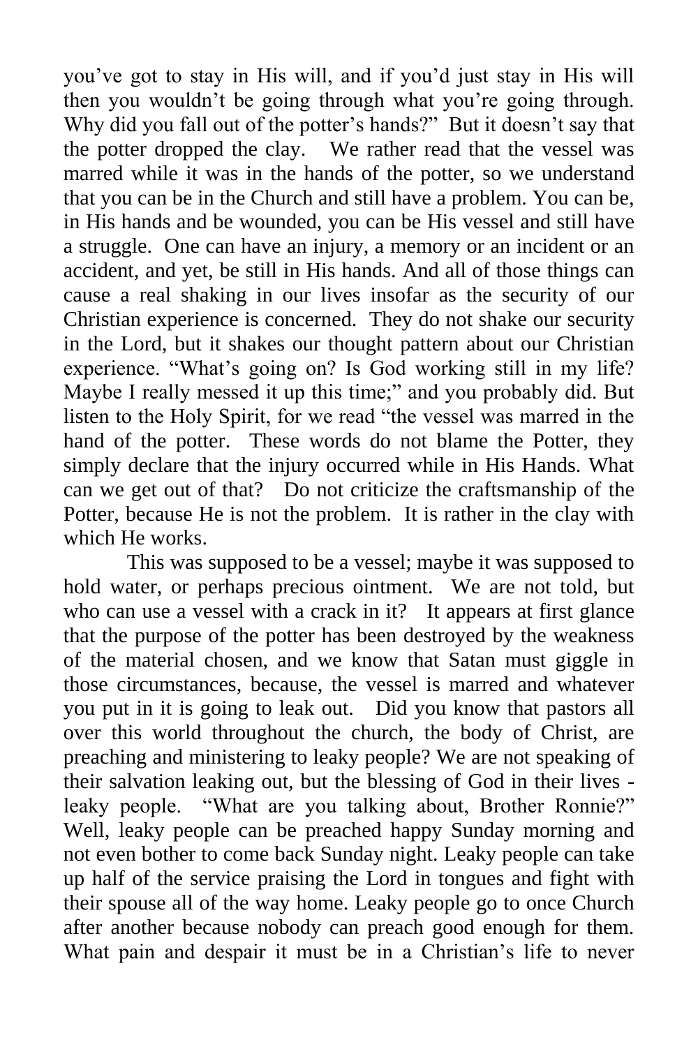you've got to stay in His will, and if you'd just stay in His will then you wouldn't be going through what you're going through. Why did you fall out of the potter's hands?" But it doesn't say that the potter dropped the clay. We rather read that the vessel was marred while it was in the hands of the potter, so we understand that you can be in the Church and still have a problem. You can be, in His hands and be wounded, you can be His vessel and still have a struggle. One can have an injury, a memory or an incident or an accident, and yet, be still in His hands. And all of those things can cause a real shaking in our lives insofar as the security of our Christian experience is concerned. They do not shake our security in the Lord, but it shakes our thought pattern about our Christian experience. "What's going on? Is God working still in my life? Maybe I really messed it up this time;" and you probably did. But listen to the Holy Spirit, for we read "the vessel was marred in the hand of the potter. These words do not blame the Potter, they simply declare that the injury occurred while in His Hands. What can we get out of that? Do not criticize the craftsmanship of the Potter, because He is not the problem. It is rather in the clay with which He works.

This was supposed to be a vessel; maybe it was supposed to hold water, or perhaps precious ointment. We are not told, but who can use a vessel with a crack in it? It appears at first glance that the purpose of the potter has been destroyed by the weakness of the material chosen, and we know that Satan must giggle in those circumstances, because, the vessel is marred and whatever you put in it is going to leak out. Did you know that pastors all over this world throughout the church, the body of Christ, are preaching and ministering to leaky people? We are not speaking of their salvation leaking out, but the blessing of God in their lives - leaky people. "What are you talking about, Brother Ronnie?" Well, leaky people can be preached happy Sunday morning and not even bother to come back Sunday night. Leaky people can take up half of the service praising the Lord in tongues and fight with their spouse all of the way home. Leaky people go to once Church after another because nobody can preach good enough for them. What pain and despair it must be in a Christian's life to never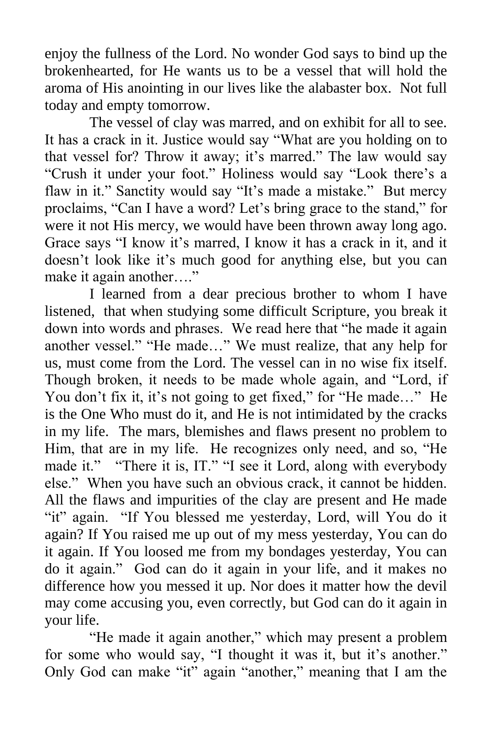enjoy the fullness of the Lord. No wonder God says to bind up the brokenhearted, for He wants us to be a vessel that will hold the aroma of His anointing in our lives like the alabaster box. Not full today and empty tomorrow.

The vessel of clay was marred, and on exhibit for all to see. It has a crack in it. Justice would say "What are you holding on to that vessel for? Throw it away; it's marred." The law would say "Crush it under your foot." Holiness would say "Look there's a flaw in it." Sanctity would say "It's made a mistake." But mercy proclaims, "Can I have a word? Let's bring grace to the stand," for were it not His mercy, we would have been thrown away long ago. Grace says "I know it's marred, I know it has a crack in it, and it doesn't look like it's much good for anything else, but you can make it again another…."

I learned from a dear precious brother to whom I have listened, that when studying some difficult Scripture, you break it down into words and phrases. We read here that "he made it again another vessel." "He made…" We must realize, that any help for us, must come from the Lord. The vessel can in no wise fix itself. Though broken, it needs to be made whole again, and "Lord, if You don't fix it, it's not going to get fixed," for "He made…" He is the One Who must do it, and He is not intimidated by the cracks in my life. The mars, blemishes and flaws present no problem to Him, that are in my life. He recognizes only need, and so, "He made it." "There it is, IT." "I see it Lord, along with everybody else." When you have such an obvious crack, it cannot be hidden. All the flaws and impurities of the clay are present and He made "it" again. "If You blessed me yesterday, Lord, will You do it again? If You raised me up out of my mess yesterday, You can do it again. If You loosed me from my bondages yesterday, You can do it again." God can do it again in your life, and it makes no difference how you messed it up. Nor does it matter how the devil may come accusing you, even correctly, but God can do it again in your life.

"He made it again another," which may present a problem for some who would say, "I thought it was it, but it's another." Only God can make "it" again "another," meaning that I am the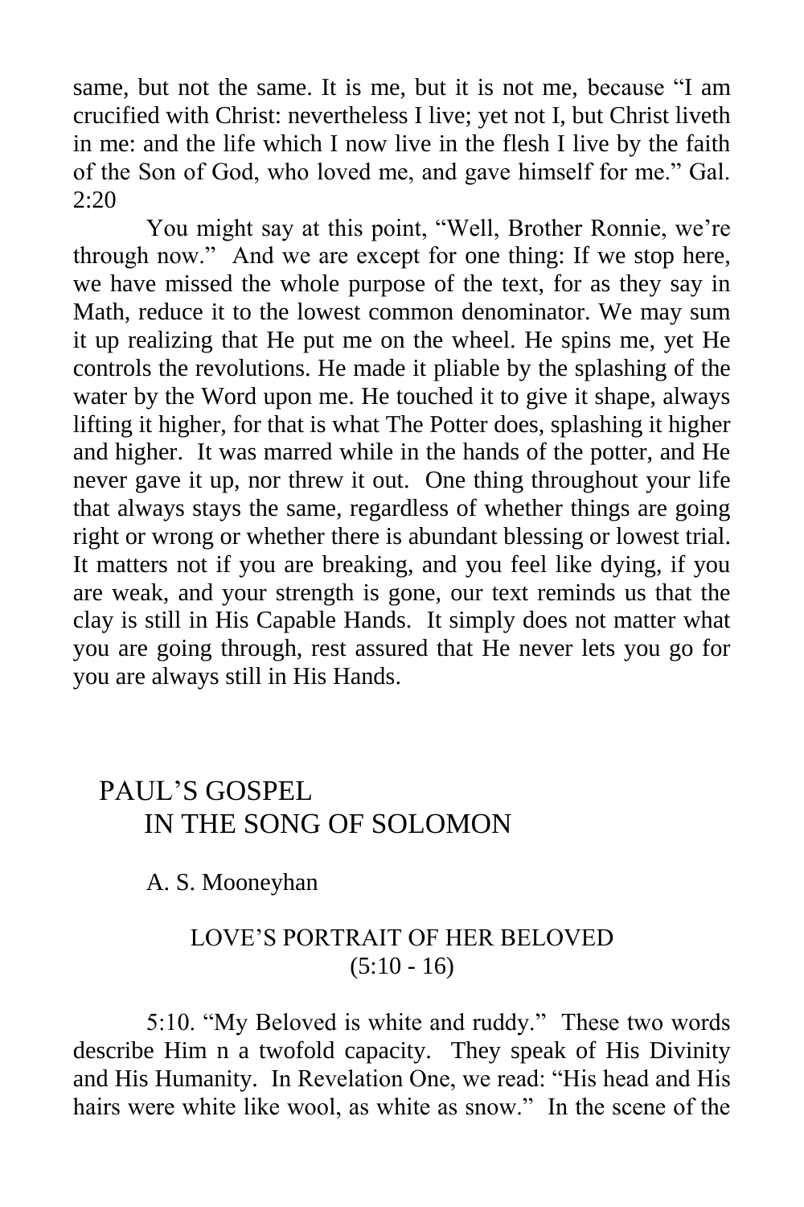same, but not the same. It is me, but it is not me, because "I am crucified with Christ: nevertheless I live; yet not I, but Christ liveth in me: and the life which I now live in the flesh I live by the faith of the Son of God, who loved me, and gave himself for me." Gal. 2:20

You might say at this point, "Well, Brother Ronnie, we're through now." And we are except for one thing: If we stop here, we have missed the whole purpose of the text, for as they say in Math, reduce it to the lowest common denominator. We may sum it up realizing that He put me on the wheel. He spins me, yet He controls the revolutions. He made it pliable by the splashing of the water by the Word upon me. He touched it to give it shape, always lifting it higher, for that is what The Potter does, splashing it higher and higher. It was marred while in the hands of the potter, and He never gave it up, nor threw it out. One thing throughout your life that always stays the same, regardless of whether things are going right or wrong or whether there is abundant blessing or lowest trial. It matters not if you are breaking, and you feel like dying, if you are weak, and your strength is gone, our text reminds us that the clay is still in His Capable Hands. It simply does not matter what you are going through, rest assured that He never lets you go for you are always still in His Hands.

# PAUL'S GOSPEL IN THE SONG OF SOLOMON

A. S. Mooneyhan

## LOVE'S PORTRAIT OF HER BELOVED (5:10 - 16)

5:10. "My Beloved is white and ruddy." These two words describe Him n a twofold capacity. They speak of His Divinity and His Humanity. In Revelation One, we read: "His head and His hairs were white like wool, as white as snow." In the scene of the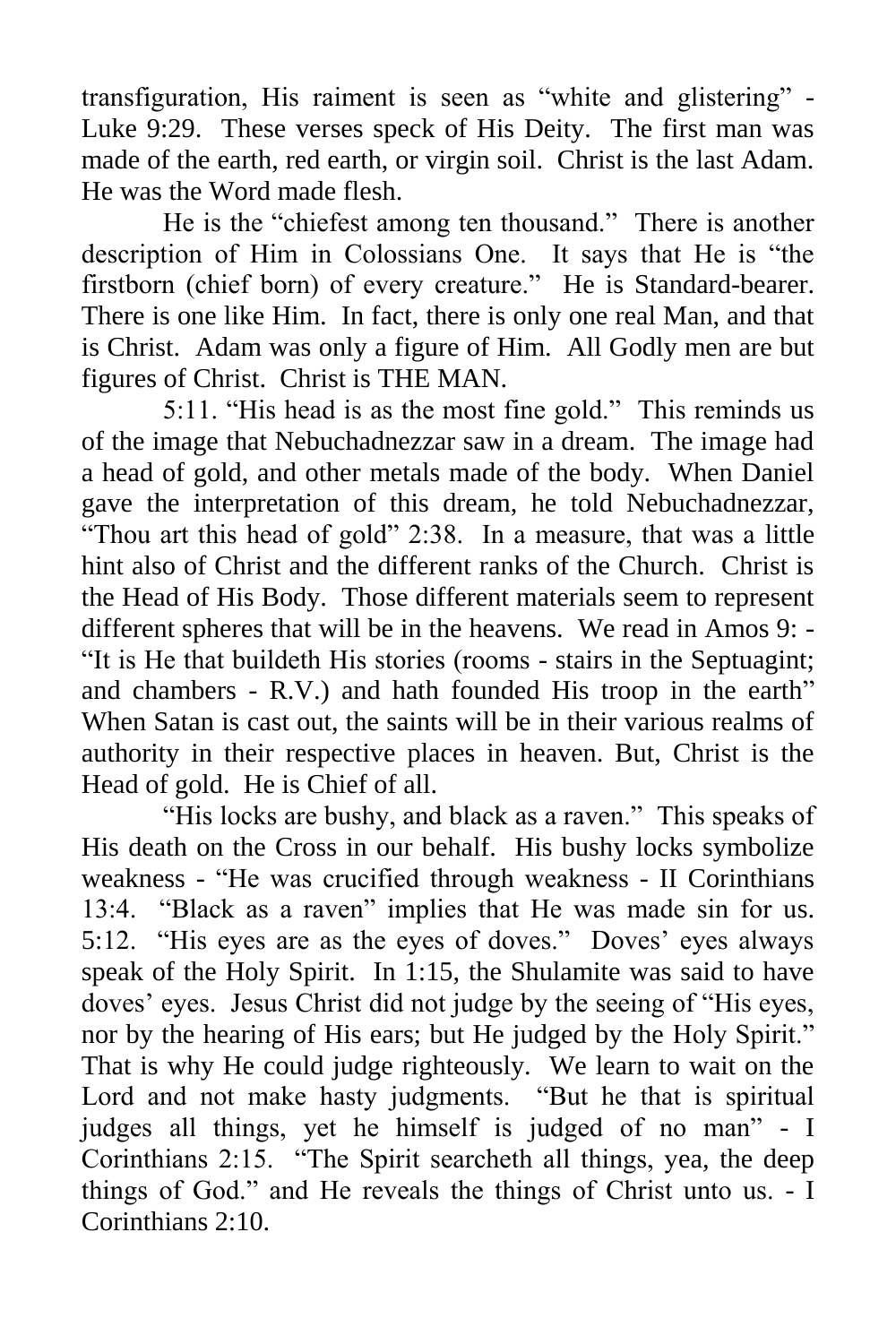transfiguration, His raiment is seen as "white and glistering" - Luke 9:29. These verses speck of His Deity. The first man was made of the earth, red earth, or virgin soil. Christ is the last Adam. He was the Word made flesh.

He is the "chiefest among ten thousand." There is another description of Him in Colossians One. It says that He is "the firstborn (chief born) of every creature." He is Standard-bearer. There is one like Him. In fact, there is only one real Man, and that is Christ. Adam was only a figure of Him. All Godly men are but figures of Christ. Christ is THE MAN.

5:11. "His head is as the most fine gold." This reminds us of the image that Nebuchadnezzar saw in a dream. The image had a head of gold, and other metals made of the body. When Daniel gave the interpretation of this dream, he told Nebuchadnezzar, "Thou art this head of gold" 2:38. In a measure, that was a little hint also of Christ and the different ranks of the Church. Christ is the Head of His Body. Those different materials seem to represent different spheres that will be in the heavens. We read in Amos 9: - "It is He that buildeth His stories (rooms - stairs in the Septuagint; and chambers - R.V.) and hath founded His troop in the earth" When Satan is cast out, the saints will be in their various realms of authority in their respective places in heaven. But, Christ is the Head of gold. He is Chief of all.

"His locks are bushy, and black as a raven." This speaks of His death on the Cross in our behalf. His bushy locks symbolize weakness - "He was crucified through weakness - II Corinthians 13:4. "Black as a raven" implies that He was made sin for us. 5:12. "His eyes are as the eyes of doves." Doves' eyes always speak of the Holy Spirit. In 1:15, the Shulamite was said to have doves' eyes. Jesus Christ did not judge by the seeing of "His eyes, nor by the hearing of His ears; but He judged by the Holy Spirit." That is why He could judge righteously. We learn to wait on the Lord and not make hasty judgments. "But he that is spiritual judges all things, yet he himself is judged of no man" - I Corinthians 2:15. "The Spirit searcheth all things, yea, the deep things of God." and He reveals the things of Christ unto us. - I Corinthians 2:10.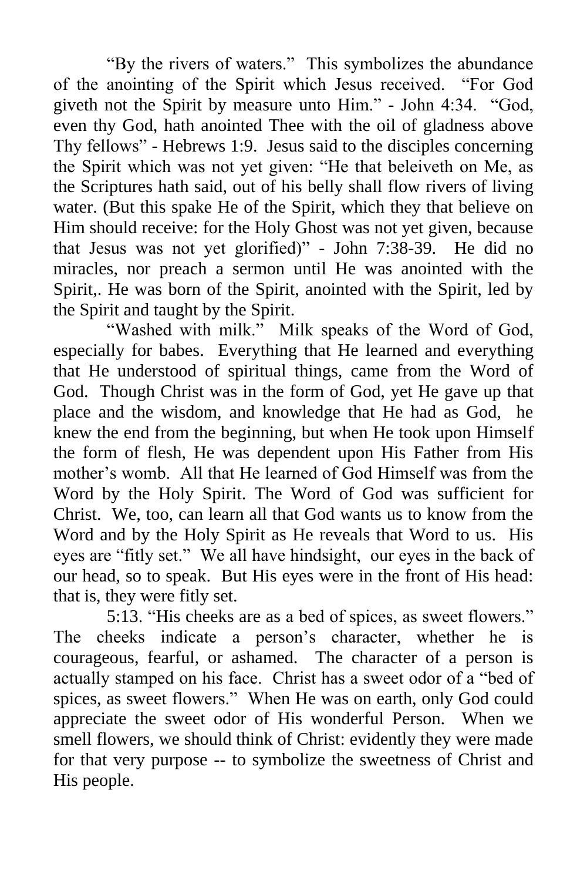"By the rivers of waters." This symbolizes the abundance of the anointing of the Spirit which Jesus received. "For God giveth not the Spirit by measure unto Him." - John 4:34. "God, even thy God, hath anointed Thee with the oil of gladness above Thy fellows" - Hebrews 1:9. Jesus said to the disciples concerning the Spirit which was not yet given: "He that beleiveth on Me, as the Scriptures hath said, out of his belly shall flow rivers of living water. (But this spake He of the Spirit, which they that believe on Him should receive: for the Holy Ghost was not yet given, because that Jesus was not yet glorified)" - John 7:38-39. He did no miracles, nor preach a sermon until He was anointed with the Spirit,. He was born of the Spirit, anointed with the Spirit, led by the Spirit and taught by the Spirit.

"Washed with milk." Milk speaks of the Word of God, especially for babes. Everything that He learned and everything that He understood of spiritual things, came from the Word of God. Though Christ was in the form of God, yet He gave up that place and the wisdom, and knowledge that He had as God, he knew the end from the beginning, but when He took upon Himself the form of flesh, He was dependent upon His Father from His mother's womb. All that He learned of God Himself was from the Word by the Holy Spirit. The Word of God was sufficient for Christ. We, too, can learn all that God wants us to know from the Word and by the Holy Spirit as He reveals that Word to us. His eyes are "fitly set." We all have hindsight, our eyes in the back of our head, so to speak. But His eyes were in the front of His head: that is, they were fitly set.

5:13. "His cheeks are as a bed of spices, as sweet flowers." The cheeks indicate a person's character, whether he is courageous, fearful, or ashamed. The character of a person is actually stamped on his face. Christ has a sweet odor of a "bed of spices, as sweet flowers." When He was on earth, only God could appreciate the sweet odor of His wonderful Person. When we smell flowers, we should think of Christ: evidently they were made for that very purpose -- to symbolize the sweetness of Christ and His people.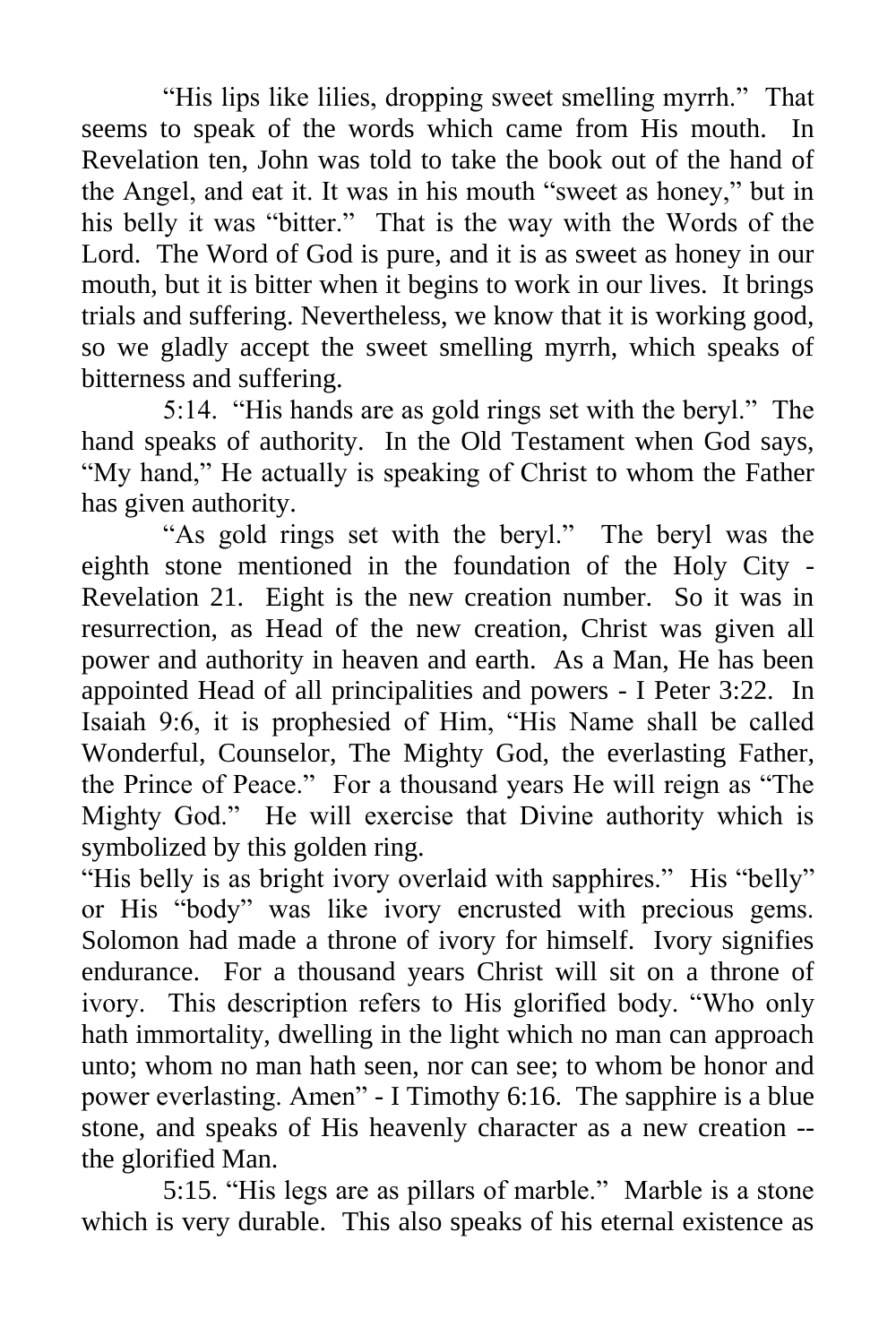"His lips like lilies, dropping sweet smelling myrrh." That seems to speak of the words which came from His mouth. In Revelation ten, John was told to take the book out of the hand of the Angel, and eat it. It was in his mouth "sweet as honey," but in his belly it was "bitter." That is the way with the Words of the Lord. The Word of God is pure, and it is as sweet as honey in our mouth, but it is bitter when it begins to work in our lives. It brings trials and suffering. Nevertheless, we know that it is working good, so we gladly accept the sweet smelling myrrh, which speaks of bitterness and suffering.

5:14. "His hands are as gold rings set with the beryl." The hand speaks of authority. In the Old Testament when God says, "My hand," He actually is speaking of Christ to whom the Father has given authority.

"As gold rings set with the beryl." The beryl was the eighth stone mentioned in the foundation of the Holy City - Revelation 21. Eight is the new creation number. So it was in resurrection, as Head of the new creation, Christ was given all power and authority in heaven and earth. As a Man, He has been appointed Head of all principalities and powers - I Peter 3:22. In Isaiah 9:6, it is prophesied of Him, "His Name shall be called Wonderful, Counselor, The Mighty God, the everlasting Father, the Prince of Peace." For a thousand years He will reign as "The Mighty God." He will exercise that Divine authority which is symbolized by this golden ring.

"His belly is as bright ivory overlaid with sapphires." His "belly" or His "body" was like ivory encrusted with precious gems. Solomon had made a throne of ivory for himself. Ivory signifies endurance. For a thousand years Christ will sit on a throne of ivory. This description refers to His glorified body. "Who only hath immortality, dwelling in the light which no man can approach unto; whom no man hath seen, nor can see; to whom be honor and power everlasting. Amen" - I Timothy 6:16. The sapphire is a blue stone, and speaks of His heavenly character as a new creation -- the glorified Man.

5:15. "His legs are as pillars of marble." Marble is a stone which is very durable. This also speaks of his eternal existence as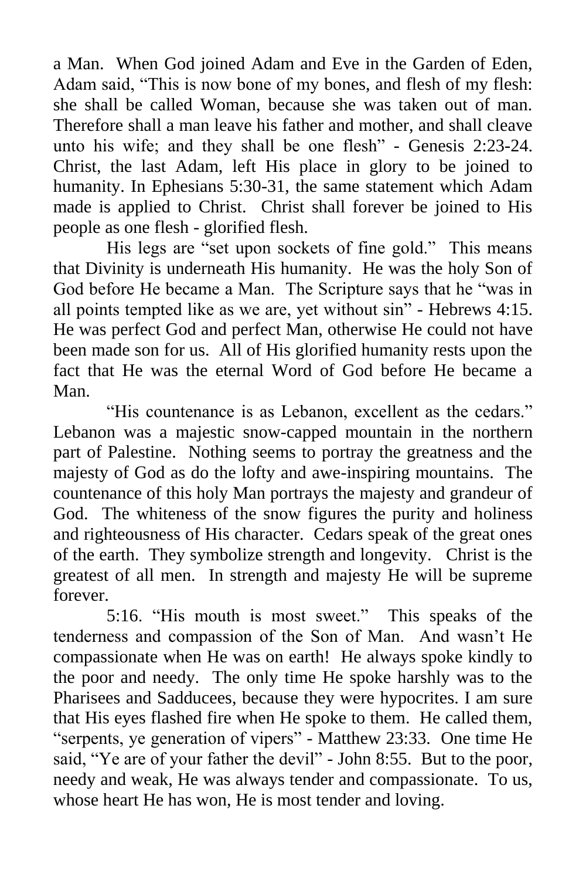a Man. When God joined Adam and Eve in the Garden of Eden, Adam said, "This is now bone of my bones, and flesh of my flesh: she shall be called Woman, because she was taken out of man. Therefore shall a man leave his father and mother, and shall cleave unto his wife; and they shall be one flesh" - Genesis 2:23-24. Christ, the last Adam, left His place in glory to be joined to humanity. In Ephesians 5:30-31, the same statement which Adam made is applied to Christ. Christ shall forever be joined to His people as one flesh - glorified flesh.

His legs are "set upon sockets of fine gold." This means that Divinity is underneath His humanity. He was the holy Son of God before He became a Man. The Scripture says that he "was in all points tempted like as we are, yet without sin" - Hebrews 4:15. He was perfect God and perfect Man, otherwise He could not have been made son for us. All of His glorified humanity rests upon the fact that He was the eternal Word of God before He became a Man.

"His countenance is as Lebanon, excellent as the cedars." Lebanon was a majestic snow-capped mountain in the northern part of Palestine. Nothing seems to portray the greatness and the majesty of God as do the lofty and awe-inspiring mountains. The countenance of this holy Man portrays the majesty and grandeur of God. The whiteness of the snow figures the purity and holiness and righteousness of His character. Cedars speak of the great ones of the earth. They symbolize strength and longevity. Christ is the greatest of all men. In strength and majesty He will be supreme forever.

5:16. "His mouth is most sweet." This speaks of the tenderness and compassion of the Son of Man. And wasn't He compassionate when He was on earth! He always spoke kindly to the poor and needy. The only time He spoke harshly was to the Pharisees and Sadducees, because they were hypocrites. I am sure that His eyes flashed fire when He spoke to them. He called them, "serpents, ye generation of vipers" - Matthew 23:33. One time He said, "Ye are of your father the devil" - John 8:55. But to the poor, needy and weak, He was always tender and compassionate. To us, whose heart He has won, He is most tender and loving.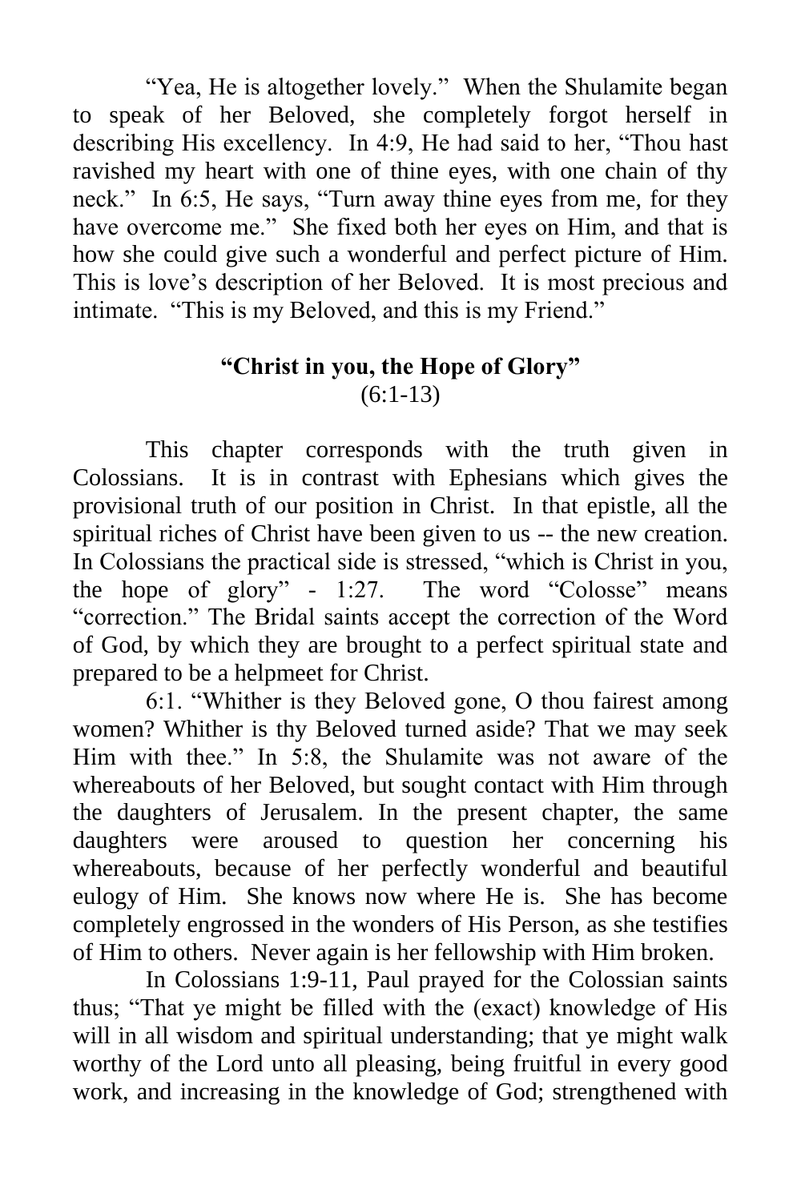"Yea, He is altogether lovely." When the Shulamite began to speak of her Beloved, she completely forgot herself in describing His excellency. In 4:9, He had said to her, "Thou hast ravished my heart with one of thine eyes, with one chain of thy neck." In 6:5, He says, "Turn away thine eyes from me, for they have overcome me." She fixed both her eyes on Him, and that is how she could give such a wonderful and perfect picture of Him. This is love's description of her Beloved. It is most precious and intimate. "This is my Beloved, and this is my Friend."

**"Christ in you, the Hope of Glory"**
(6:1-13)

This chapter corresponds with the truth given in Colossians. It is in contrast with Ephesians which gives the provisional truth of our position in Christ. In that epistle, all the spiritual riches of Christ have been given to us -- the new creation. In Colossians the practical side is stressed, "which is Christ in you, the hope of glory" - 1:27. The word "Colosse" means "correction." The Bridal saints accept the correction of the Word of God, by which they are brought to a perfect spiritual state and prepared to be a helpmeet for Christ.

6:1. "Whither is they Beloved gone, O thou fairest among women? Whither is thy Beloved turned aside? That we may seek Him with thee." In 5:8, the Shulamite was not aware of the whereabouts of her Beloved, but sought contact with Him through the daughters of Jerusalem. In the present chapter, the same daughters were aroused to question her concerning his whereabouts, because of her perfectly wonderful and beautiful eulogy of Him. She knows now where He is. She has become completely engrossed in the wonders of His Person, as she testifies of Him to others. Never again is her fellowship with Him broken.

In Colossians 1:9-11, Paul prayed for the Colossian saints thus; "That ye might be filled with the (exact) knowledge of His will in all wisdom and spiritual understanding; that ye might walk worthy of the Lord unto all pleasing, being fruitful in every good work, and increasing in the knowledge of God; strengthened with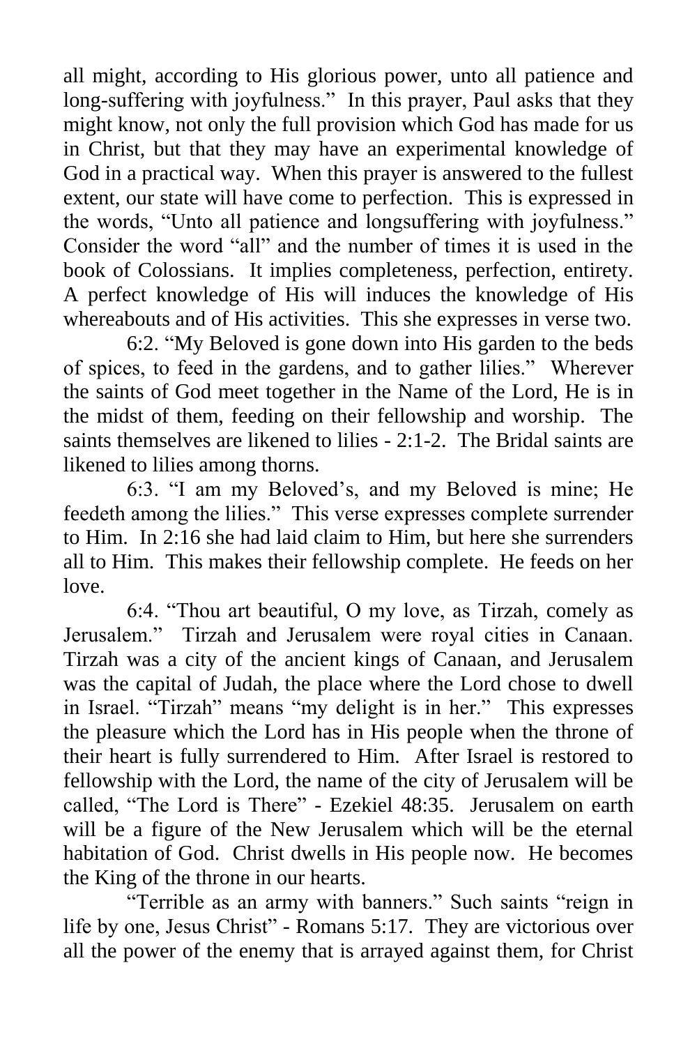all might, according to His glorious power, unto all patience and long-suffering with joyfulness." In this prayer, Paul asks that they might know, not only the full provision which God has made for us in Christ, but that they may have an experimental knowledge of God in a practical way. When this prayer is answered to the fullest extent, our state will have come to perfection. This is expressed in the words, "Unto all patience and longsuffering with joyfulness." Consider the word "all" and the number of times it is used in the book of Colossians. It implies completeness, perfection, entirety. A perfect knowledge of His will induces the knowledge of His whereabouts and of His activities. This she expresses in verse two.

6:2. "My Beloved is gone down into His garden to the beds of spices, to feed in the gardens, and to gather lilies." Wherever the saints of God meet together in the Name of the Lord, He is in the midst of them, feeding on their fellowship and worship. The saints themselves are likened to lilies - 2:1-2. The Bridal saints are likened to lilies among thorns.

6:3. "I am my Beloved's, and my Beloved is mine; He feedeth among the lilies." This verse expresses complete surrender to Him. In 2:16 she had laid claim to Him, but here she surrenders all to Him. This makes their fellowship complete. He feeds on her love.

6:4. "Thou art beautiful, O my love, as Tirzah, comely as Jerusalem." Tirzah and Jerusalem were royal cities in Canaan. Tirzah was a city of the ancient kings of Canaan, and Jerusalem was the capital of Judah, the place where the Lord chose to dwell in Israel. "Tirzah" means "my delight is in her." This expresses the pleasure which the Lord has in His people when the throne of their heart is fully surrendered to Him. After Israel is restored to fellowship with the Lord, the name of the city of Jerusalem will be called, "The Lord is There" - Ezekiel 48:35. Jerusalem on earth will be a figure of the New Jerusalem which will be the eternal habitation of God. Christ dwells in His people now. He becomes the King of the throne in our hearts.

"Terrible as an army with banners." Such saints "reign in life by one, Jesus Christ" - Romans 5:17. They are victorious over all the power of the enemy that is arrayed against them, for Christ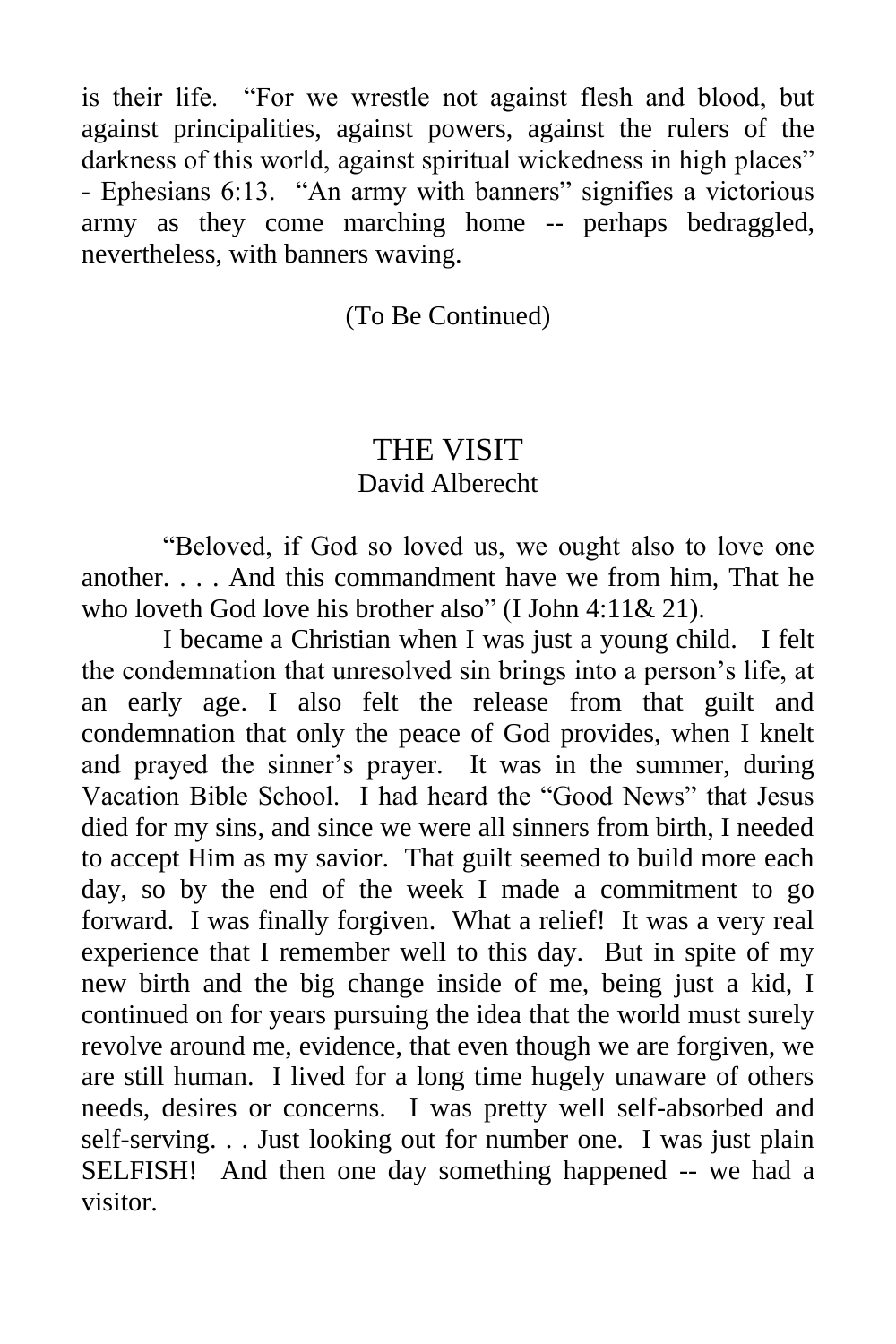is their life. "For we wrestle not against flesh and blood, but against principalities, against powers, against the rulers of the darkness of this world, against spiritual wickedness in high places" - Ephesians 6:13. "An army with banners" signifies a victorious army as they come marching home -- perhaps bedraggled, nevertheless, with banners waving.

(To Be Continued)

## THE VISIT

David Alberecht

"Beloved, if God so loved us, we ought also to love one another. . . . And this commandment have we from him, That he who loveth God love his brother also" (I John 4:11& 21).

I became a Christian when I was just a young child. I felt the condemnation that unresolved sin brings into a person's life, at an early age. I also felt the release from that guilt and condemnation that only the peace of God provides, when I knelt and prayed the sinner's prayer. It was in the summer, during Vacation Bible School. I had heard the "Good News" that Jesus died for my sins, and since we were all sinners from birth, I needed to accept Him as my savior. That guilt seemed to build more each day, so by the end of the week I made a commitment to go forward. I was finally forgiven. What a relief! It was a very real experience that I remember well to this day. But in spite of my new birth and the big change inside of me, being just a kid, I continued on for years pursuing the idea that the world must surely revolve around me, evidence, that even though we are forgiven, we are still human. I lived for a long time hugely unaware of others needs, desires or concerns. I was pretty well self-absorbed and self-serving. . . Just looking out for number one. I was just plain SELFISH! And then one day something happened -- we had a visitor.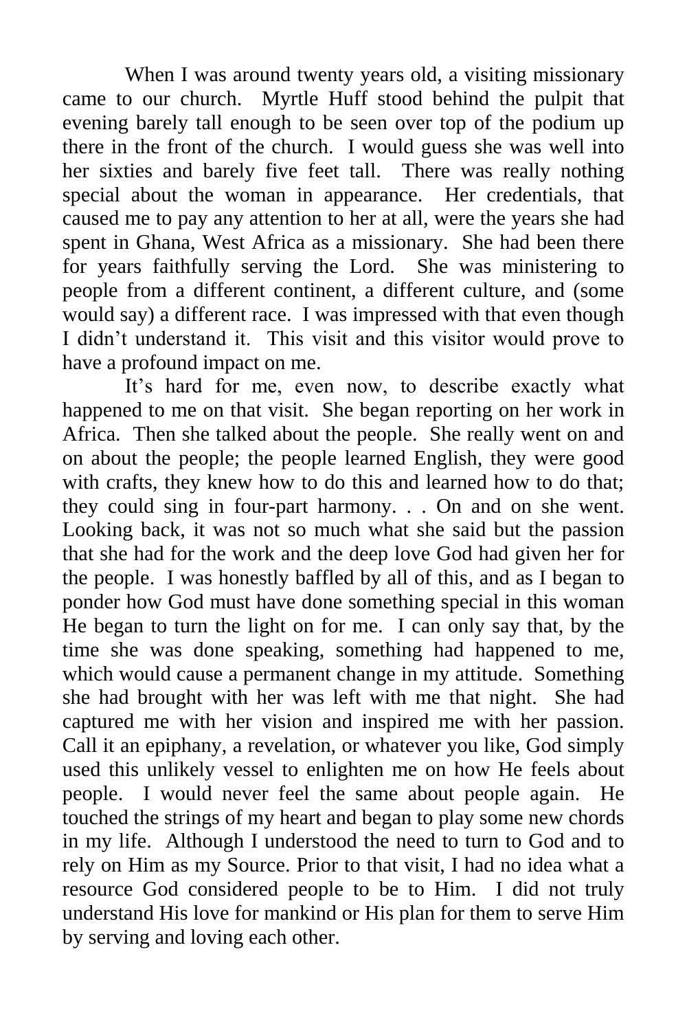When I was around twenty years old, a visiting missionary came to our church. Myrtle Huff stood behind the pulpit that evening barely tall enough to be seen over top of the podium up there in the front of the church. I would guess she was well into her sixties and barely five feet tall. There was really nothing special about the woman in appearance. Her credentials, that caused me to pay any attention to her at all, were the years she had spent in Ghana, West Africa as a missionary. She had been there for years faithfully serving the Lord. She was ministering to people from a different continent, a different culture, and (some would say) a different race. I was impressed with that even though I didn't understand it. This visit and this visitor would prove to have a profound impact on me.

It's hard for me, even now, to describe exactly what happened to me on that visit. She began reporting on her work in Africa. Then she talked about the people. She really went on and on about the people; the people learned English, they were good with crafts, they knew how to do this and learned how to do that; they could sing in four-part harmony. . . On and on she went. Looking back, it was not so much what she said but the passion that she had for the work and the deep love God had given her for the people. I was honestly baffled by all of this, and as I began to ponder how God must have done something special in this woman He began to turn the light on for me. I can only say that, by the time she was done speaking, something had happened to me, which would cause a permanent change in my attitude. Something she had brought with her was left with me that night. She had captured me with her vision and inspired me with her passion. Call it an epiphany, a revelation, or whatever you like, God simply used this unlikely vessel to enlighten me on how He feels about people. I would never feel the same about people again. He touched the strings of my heart and began to play some new chords in my life. Although I understood the need to turn to God and to rely on Him as my Source. Prior to that visit, I had no idea what a resource God considered people to be to Him. I did not truly understand His love for mankind or His plan for them to serve Him by serving and loving each other.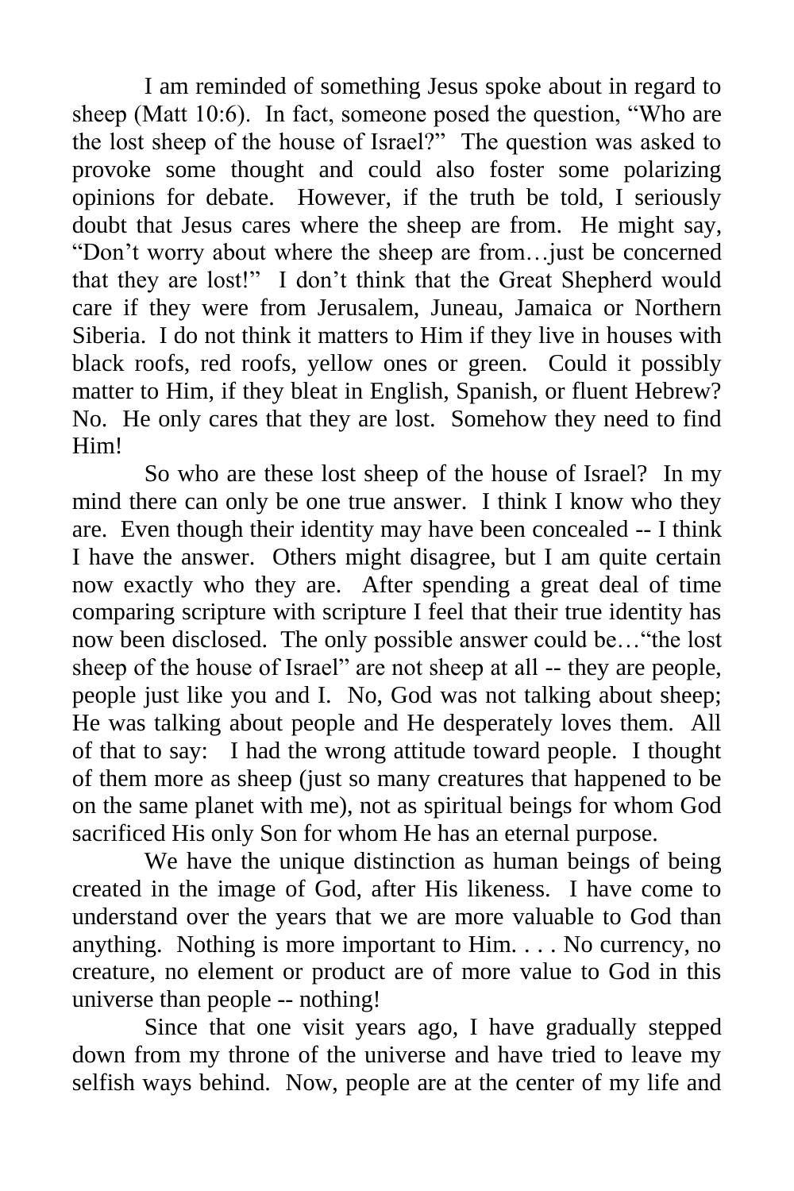I am reminded of something Jesus spoke about in regard to sheep (Matt 10:6). In fact, someone posed the question, "Who are the lost sheep of the house of Israel?" The question was asked to provoke some thought and could also foster some polarizing opinions for debate. However, if the truth be told, I seriously doubt that Jesus cares where the sheep are from. He might say, "Don't worry about where the sheep are from…just be concerned that they are lost!" I don't think that the Great Shepherd would care if they were from Jerusalem, Juneau, Jamaica or Northern Siberia. I do not think it matters to Him if they live in houses with black roofs, red roofs, yellow ones or green. Could it possibly matter to Him, if they bleat in English, Spanish, or fluent Hebrew? No. He only cares that they are lost. Somehow they need to find Him!

So who are these lost sheep of the house of Israel? In my mind there can only be one true answer. I think I know who they are. Even though their identity may have been concealed -- I think I have the answer. Others might disagree, but I am quite certain now exactly who they are. After spending a great deal of time comparing scripture with scripture I feel that their true identity has now been disclosed. The only possible answer could be…"the lost sheep of the house of Israel" are not sheep at all -- they are people, people just like you and I. No, God was not talking about sheep; He was talking about people and He desperately loves them. All of that to say: I had the wrong attitude toward people. I thought of them more as sheep (just so many creatures that happened to be on the same planet with me), not as spiritual beings for whom God sacrificed His only Son for whom He has an eternal purpose.

We have the unique distinction as human beings of being created in the image of God, after His likeness. I have come to understand over the years that we are more valuable to God than anything. Nothing is more important to Him. . . . No currency, no creature, no element or product are of more value to God in this universe than people -- nothing!

Since that one visit years ago, I have gradually stepped down from my throne of the universe and have tried to leave my selfish ways behind. Now, people are at the center of my life and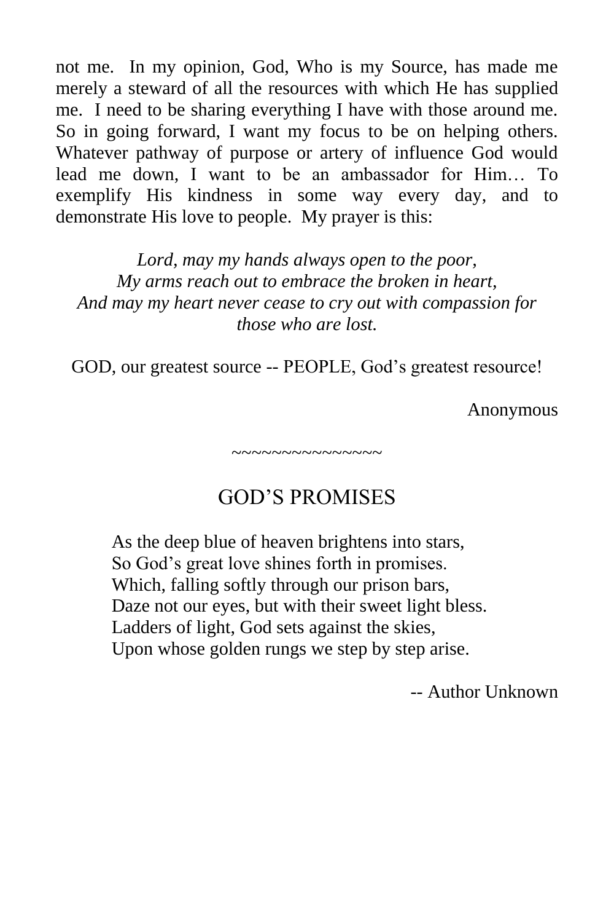not me. In my opinion, God, Who is my Source, has made me merely a steward of all the resources with which He has supplied me. I need to be sharing everything I have with those around me. So in going forward, I want my focus to be on helping others. Whatever pathway of purpose or artery of influence God would lead me down, I want to be an ambassador for Him… To exemplify His kindness in some way every day, and to demonstrate His love to people. My prayer is this:

*Lord, may my hands always open to the poor,*
*My arms reach out to embrace the broken in heart,*
*And may my heart never cease to cry out with compassion for those who are lost.*

GOD, our greatest source -- PEOPLE, God's greatest resource!

Anonymous

~~~~~~~~~~~~~~~

## GOD'S PROMISES

As the deep blue of heaven brightens into stars,
So God's great love shines forth in promises.
Which, falling softly through our prison bars,
Daze not our eyes, but with their sweet light bless.
Ladders of light, God sets against the skies,
Upon whose golden rungs we step by step arise.

-- Author Unknown